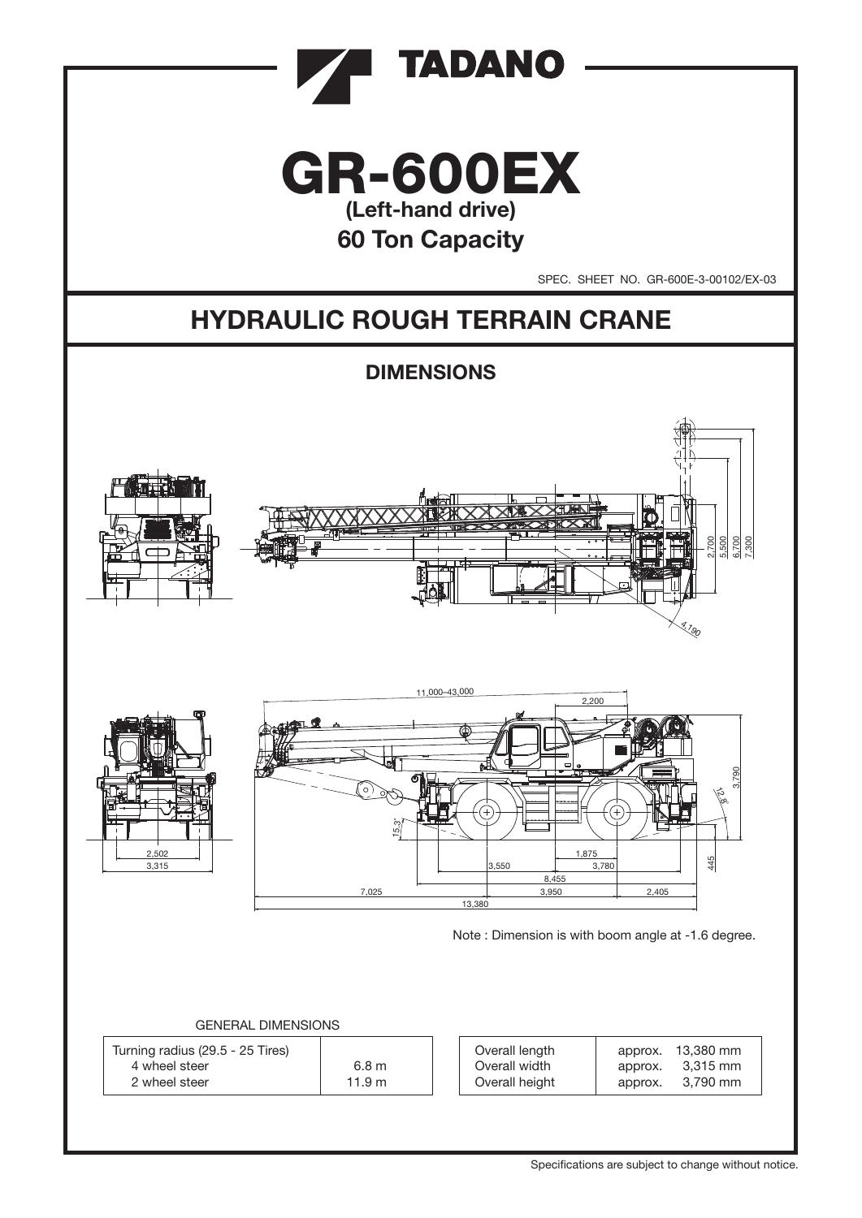# TADANO

# GR-600EX

**(Left-hand drive)**

## 60 Ton Capacity

SPEC. SHEET NO. GR-600E-3-00102/EX-03

# HYDRAULIC ROUGH TERRAIN CRANE

## DIMENSIONS

Note : Dimension is with boom angle at -1.6 degree.

GENERAL DIMENSIONS

| Turning radius (29.5 - 25 Tires) | |
|---|---|
| 4 wheel steer | 6.8 m |
| 2 wheel steer | 11.9 m |

| | |
|---|---|
| Overall length | approx. 13,380 mm |
| Overall width | approx. 3,315 mm |
| Overall height | approx. 3,790 mm |

Specifications are subject to change without notice.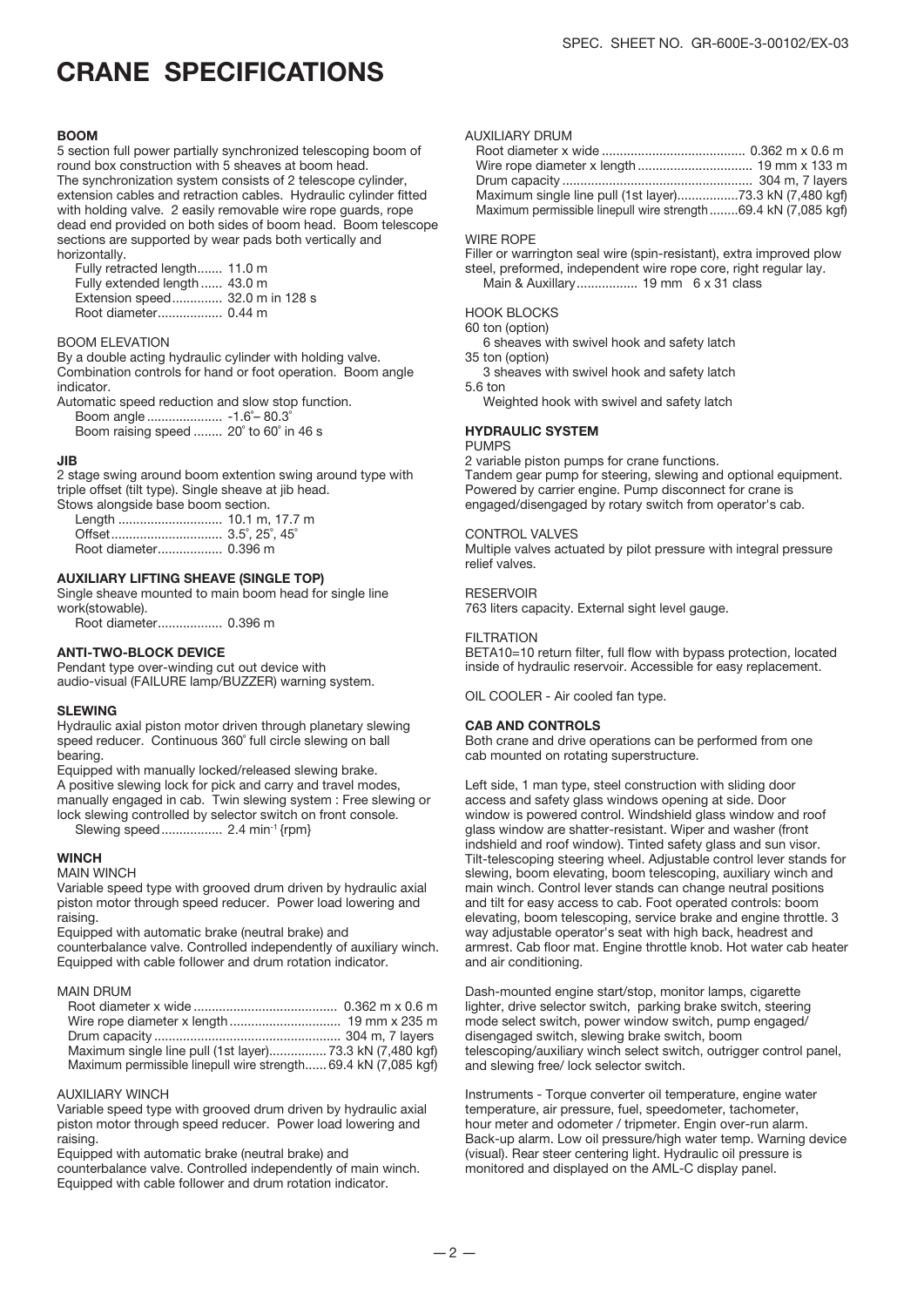# CRANE SPECIFICATIONS

### BOOM

5 section full power partially synchronized telescoping boom of round box construction with 5 sheaves at boom head. The synchronization system consists of 2 telescope cylinder, extension cables and retraction cables. Hydraulic cylinder fitted with holding valve. 2 easily removable wire rope guards, rope dead end provided on both sides of boom head. Boom telescope sections are supported by wear pads both vertically and horizontally.

Fully retracted length....... 11.0 m
Fully extended length...... 43.0 m
Extension speed............. 32.0 m in 128 s
Root diameter.................. 0.44 m

BOOM ELEVATION

By a double acting hydraulic cylinder with holding valve. Combination controls for hand or foot operation. Boom angle indicator.
Automatic speed reduction and slow stop function.

Boom angle .................... -1.6˚– 80.3˚
Boom raising speed ........ 20˚ to 60˚ in 46 s

### JIB

2 stage swing around boom extention swing around type with triple offset (tilt type). Single sheave at jib head.
Stows alongside base boom section.

Length ............................. 10.1 m, 17.7 m
Offset............................... 3.5˚, 25˚, 45˚
Root diameter.................. 0.396 m

### AUXILIARY LIFTING SHEAVE (SINGLE TOP)

Single sheave mounted to main boom head for single line work(stowable).

Root diameter.................. 0.396 m

### ANTI-TWO-BLOCK DEVICE

Pendant type over-winding cut out device with audio-visual (FAILURE lamp/BUZZER) warning system.

### SLEWING

Hydraulic axial piston motor driven through planetary slewing speed reducer. Continuous 360˚ full circle slewing on ball bearing.
Equipped with manually locked/released slewing brake.
A positive slewing lock for pick and carry and travel modes, manually engaged in cab. Twin slewing system : Free slewing or lock slewing controlled by selector switch on front console.

Slewing speed................. 2.4 min$^{-1}$ {rpm}

### WINCH

MAIN WINCH

Variable speed type with grooved drum driven by hydraulic axial piston motor through speed reducer. Power load lowering and raising.
Equipped with automatic brake (neutral brake) and counterbalance valve. Controlled independently of auxiliary winch. Equipped with cable follower and drum rotation indicator.

MAIN DRUM

Root diameter x wide ........................................ 0.362 m x 0.6 m
Wire rope diameter x length ............................... 19 mm x 235 m
Drum capacity .................................................... 304 m, 7 layers
Maximum single line pull (1st layer)................ 73.3 kN (7,480 kgf)
Maximum permissible linepull wire strength...... 69.4 kN (7,085 kgf)

AUXILIARY WINCH

Variable speed type with grooved drum driven by hydraulic axial piston motor through speed reducer. Power load lowering and raising.
Equipped with automatic brake (neutral brake) and counterbalance valve. Controlled independently of main winch. Equipped with cable follower and drum rotation indicator.

AUXILIARY DRUM

Root diameter x wide ........................................ 0.362 m x 0.6 m
Wire rope diameter x length ................................ 19 mm x 133 m
Drum capacity ..................................................... 304 m, 7 layers
Maximum single line pull (1st layer).................73.3 kN (7,480 kgf)
Maximum permissible linepull wire strength........69.4 kN (7,085 kgf)

WIRE ROPE

Filler or warrington seal wire (spin-resistant), extra improved plow steel, preformed, independent wire rope core, right regular lay.

Main & Auxillary................. 19 mm 6 x 31 class

HOOK BLOCKS

60 ton (option)
6 sheaves with swivel hook and safety latch
35 ton (option)
3 sheaves with swivel hook and safety latch
5.6 ton
Weighted hook with swivel and safety latch

### HYDRAULIC SYSTEM

PUMPS

2 variable piston pumps for crane functions.
Tandem gear pump for steering, slewing and optional equipment.
Powered by carrier engine. Pump disconnect for crane is engaged/disengaged by rotary switch from operator's cab.

CONTROL VALVES

Multiple valves actuated by pilot pressure with integral pressure relief valves.

RESERVOIR

763 liters capacity. External sight level gauge.

FILTRATION

BETA10=10 return filter, full flow with bypass protection, located inside of hydraulic reservoir. Accessible for easy replacement.

OIL COOLER - Air cooled fan type.

### CAB AND CONTROLS

Both crane and drive operations can be performed from one cab mounted on rotating superstructure.

Left side, 1 man type, steel construction with sliding door access and safety glass windows opening at side. Door window is powered control. Windshield glass window and roof glass window are shatter-resistant. Wiper and washer (front indshield and roof window). Tinted safety glass and sun visor. Tilt-telescoping steering wheel. Adjustable control lever stands for slewing, boom elevating, boom telescoping, auxiliary winch and main winch. Control lever stands can change neutral positions and tilt for easy access to cab. Foot operated controls: boom elevating, boom telescoping, service brake and engine throttle. 3 way adjustable operator's seat with high back, headrest and armrest. Cab floor mat. Engine throttle knob. Hot water cab heater and air conditioning.

Dash-mounted engine start/stop, monitor lamps, cigarette lighter, drive selector switch, parking brake switch, steering mode select switch, power window switch, pump engaged/ disengaged switch, slewing brake switch, boom telescoping/auxiliary winch select switch, outrigger control panel, and slewing free/ lock selector switch.

Instruments - Torque converter oil temperature, engine water temperature, air pressure, fuel, speedometer, tachometer, hour meter and odometer / tripmeter. Engin over-run alarm. Back-up alarm. Low oil pressure/high water temp. Warning device (visual). Rear steer centering light. Hydraulic oil pressure is monitored and displayed on the AML-C display panel.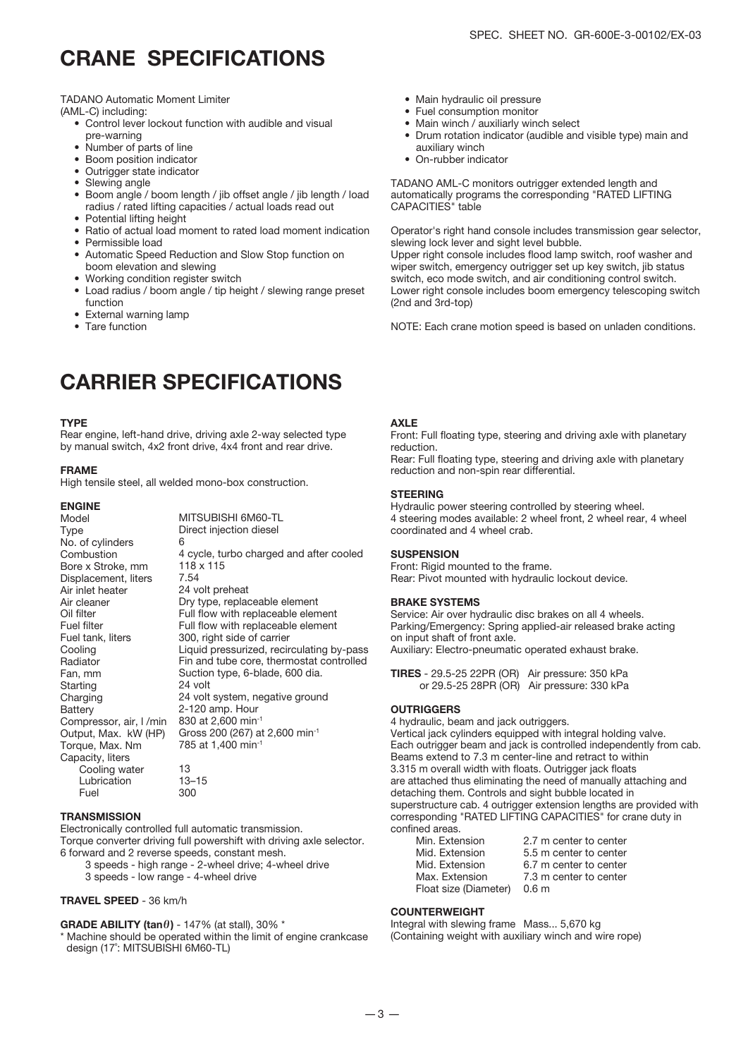# CRANE SPECIFICATIONS

TADANO Automatic Moment Limiter
(AML-C) including:

- Control lever lockout function with audible and visual pre-warning
- Number of parts of line
- Boom position indicator
- Outrigger state indicator
- Slewing angle
- Boom angle / boom length / jib offset angle / jib length / load radius / rated lifting capacities / actual loads read out
- Potential lifting height
- Ratio of actual load moment to rated load moment indication
- Permissible load
- Automatic Speed Reduction and Slow Stop function on boom elevation and slewing
- Working condition register switch
- Load radius / boom angle / tip height / slewing range preset function
- External warning lamp
- Tare function
- Main hydraulic oil pressure
- Fuel consumption monitor
- Main winch / auxiliarly winch select
- Drum rotation indicator (audible and visible type) main and auxiliary winch
- On-rubber indicator

TADANO AML-C monitors outrigger extended length and automatically programs the corresponding "RATED LIFTING CAPACITIES" table

Operator's right hand console includes transmission gear selector, slewing lock lever and sight level bubble.
Upper right console includes flood lamp switch, roof washer and wiper switch, emergency outrigger set up key switch, jib status switch, eco mode switch, and air conditioning control switch.
Lower right console includes boom emergency telescoping switch (2nd and 3rd-top)

NOTE: Each crane motion speed is based on unladen conditions.

# CARRIER SPECIFICATIONS

### TYPE

Rear engine, left-hand drive, driving axle 2-way selected type by manual switch, 4x2 front drive, 4x4 front and rear drive.

### FRAME

High tensile steel, all welded mono-box construction.

### ENGINE

| | |
|---|---|
| Model | MITSUBISHI 6M60-TL |
| Type | Direct injection diesel |
| No. of cylinders | 6 |
| Combustion | 4 cycle, turbo charged and after cooled |
| Bore x Stroke, mm | 118 x 115 |
| Displacement, liters | 7.54 |
| Air inlet heater | 24 volt preheat |
| Air cleaner | Dry type, replaceable element |
| Oil filter | Full flow with replaceable element |
| Fuel filter | Full flow with replaceable element |
| Fuel tank, liters | 300, right side of carrier |
| Cooling | Liquid pressurized, recirculating by-pass |
| Radiator | Fin and tube core, thermostat controlled |
| Fan, mm | Suction type, 6-blade, 600 dia. |
| Starting | 24 volt |
| Charging | 24 volt system, negative ground |
| Battery | 2-120 amp. Hour |
| Compressor, air, l /min | 830 at 2,600 min$^{-1}$ |
| Output, Max. kW (HP) | Gross 200 (267) at 2,600 min$^{-1}$ |
| Torque, Max. Nm | 785 at 1,400 min$^{-1}$ |
| Capacity, liters | |
| Cooling water | 13 |
| Lubrication | 13–15 |
| Fuel | 300 |

### TRANSMISSION

Electronically controlled full automatic transmission.
Torque converter driving full powershift with driving axle selector.
6 forward and 2 reverse speeds, constant mesh.
3 speeds - high range - 2-wheel drive; 4-wheel drive
3 speeds - low range - 4-wheel drive

### TRAVEL SPEED - 36 km/h

### GRADE ABILITY (tan$\theta$) - 147% (at stall), 30% *

\* Machine should be operated within the limit of engine crankcase design (17°: MITSUBISHI 6M60-TL)

### AXLE

Front: Full floating type, steering and driving axle with planetary reduction.
Rear: Full floating type, steering and driving axle with planetary reduction and non-spin rear differential.

### STEERING

Hydraulic power steering controlled by steering wheel.
4 steering modes available: 2 wheel front, 2 wheel rear, 4 wheel coordinated and 4 wheel crab.

### SUSPENSION

Front: Rigid mounted to the frame.
Rear: Pivot mounted with hydraulic lockout device.

### BRAKE SYSTEMS

Service: Air over hydraulic disc brakes on all 4 wheels.
Parking/Emergency: Spring applied-air released brake acting on input shaft of front axle.
Auxiliary: Electro-pneumatic operated exhaust brake.

**TIRES** - 29.5-25 22PR (OR) Air pressure: 350 kPa
or 29.5-25 28PR (OR) Air pressure: 330 kPa

### OUTRIGGERS

4 hydraulic, beam and jack outriggers.
Vertical jack cylinders equipped with integral holding valve.
Each outrigger beam and jack is controlled independently from cab.
Beams extend to 7.3 m center-line and retract to within 3.315 m overall width with floats. Outrigger jack floats are attached thus eliminating the need of manually attaching and detaching them. Controls and sight bubble located in superstructure cab. 4 outrigger extension lengths are provided with corresponding "RATED LIFTING CAPACITIES" for crane duty in confined areas.

| | |
|---|---|
| Min. Extension | 2.7 m center to center |
| Mid. Extension | 5.5 m center to center |
| Mid. Extension | 6.7 m center to center |
| Max. Extension | 7.3 m center to center |
| Float size (Diameter) | 0.6 m |

### COUNTERWEIGHT

Integral with slewing frame Mass... 5,670 kg
(Containing weight with auxiliary winch and wire rope)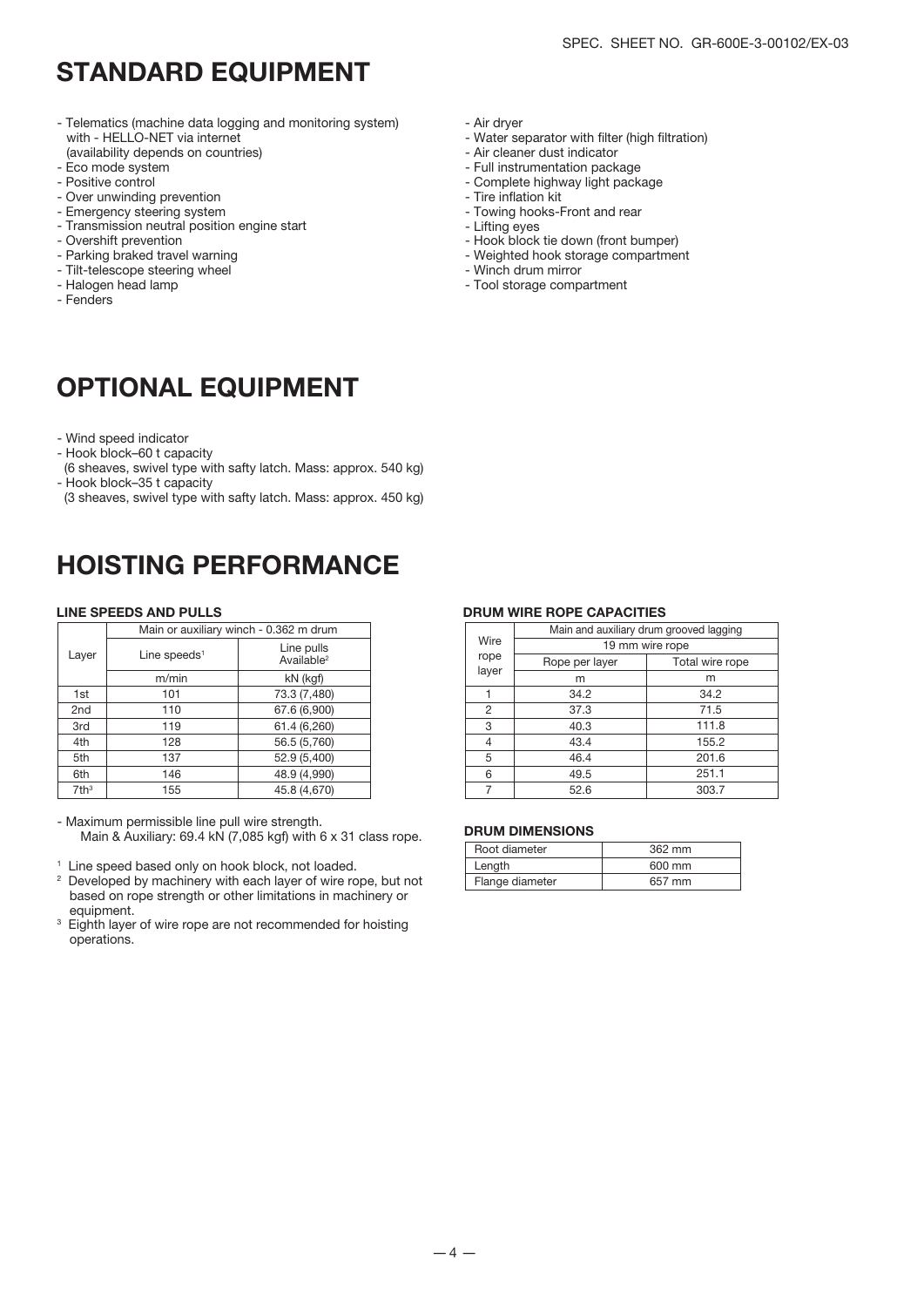# STANDARD EQUIPMENT

- Telematics (machine data logging and monitoring system) with - HELLO-NET via internet (availability depends on countries)
- Eco mode system
- Positive control
- Over unwinding prevention
- Emergency steering system
- Transmission neutral position engine start
- Overshift prevention
- Parking braked travel warning
- Tilt-telescope steering wheel
- Halogen head lamp
- Fenders
- Air dryer
- Water separator with filter (high filtration)
- Air cleaner dust indicator
- Full instrumentation package
- Complete highway light package
- Tire inflation kit
- Towing hooks-Front and rear
- Lifting eyes
- Hook block tie down (front bumper)
- Weighted hook storage compartment
- Winch drum mirror
- Tool storage compartment

# OPTIONAL EQUIPMENT

- Wind speed indicator
- Hook block–60 t capacity
  (6 sheaves, swivel type with safty latch. Mass: approx. 540 kg)
- Hook block–35 t capacity
  (3 sheaves, swivel type with safty latch. Mass: approx. 450 kg)

# HOISTING PERFORMANCE

### LINE SPEEDS AND PULLS

| Layer | Main or auxiliary winch - 0.362 m drum | |
|---|---|---|
| | Line speeds[1] | Line pulls Available[2] |
| | m/min | kN (kgf) |
| 1st | 101 | 73.3 (7,480) |
| 2nd | 110 | 67.6 (6,900) |
| 3rd | 119 | 61.4 (6,260) |
| 4th | 128 | 56.5 (5,760) |
| 5th | 137 | 52.9 (5,400) |
| 6th | 146 | 48.9 (4,990) |
| 7th[3] | 155 | 45.8 (4,670) |

- Maximum permissible line pull wire strength.
  Main & Auxiliary: 69.4 kN (7,085 kgf) with 6 x 31 class rope.

[1] Line speed based only on hook block, not loaded.
[2] Developed by machinery with each layer of wire rope, but not based on rope strength or other limitations in machinery or equipment.
[3] Eighth layer of wire rope are not recommended for hoisting operations.

### DRUM WIRE ROPE CAPACITIES

| Wire rope layer | Main and auxiliary drum grooved lagging | |
|---|---|---|
| | 19 mm wire rope | |
| | Rope per layer | Total wire rope |
| | m | m |
| 1 | 34.2 | 34.2 |
| 2 | 37.3 | 71.5 |
| 3 | 40.3 | 111.8 |
| 4 | 43.4 | 155.2 |
| 5 | 46.4 | 201.6 |
| 6 | 49.5 | 251.1 |
| 7 | 52.6 | 303.7 |

### DRUM DIMENSIONS

| | |
|---|---|
| Root diameter | 362 mm |
| Length | 600 mm |
| Flange diameter | 657 mm |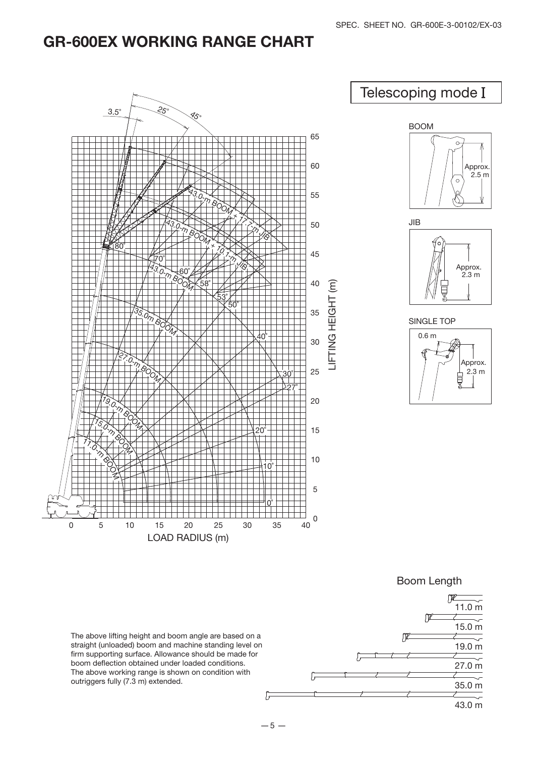# GR-600EX WORKING RANGE CHART

Telescoping mode I

BOOM

Approx. 2.5 m

JIB

Approx. 2.3 m

SINGLE TOP

0.6 m

Approx. 2.3 m

LIFTING HEIGHT (m)

LOAD RADIUS (m)

43.0-m BOOM + 17.7-m JIB

43.0-m BOOM + 10.1-m JIB

43.0-m BOOM

35.0m BOOM

27.0-m BOOM

19.0-m BOOM

15.0-m BOOM

11.0-m BOOM

Boom Length

11.0 m

15.0 m

19.0 m

27.0 m

35.0 m

43.0 m

The above lifting height and boom angle are based on a straight (unloaded) boom and machine standing level on firm supporting surface. Allowance should be made for boom deflection obtained under loaded conditions.
The above working range is shown on condition with outriggers fully (7.3 m) extended.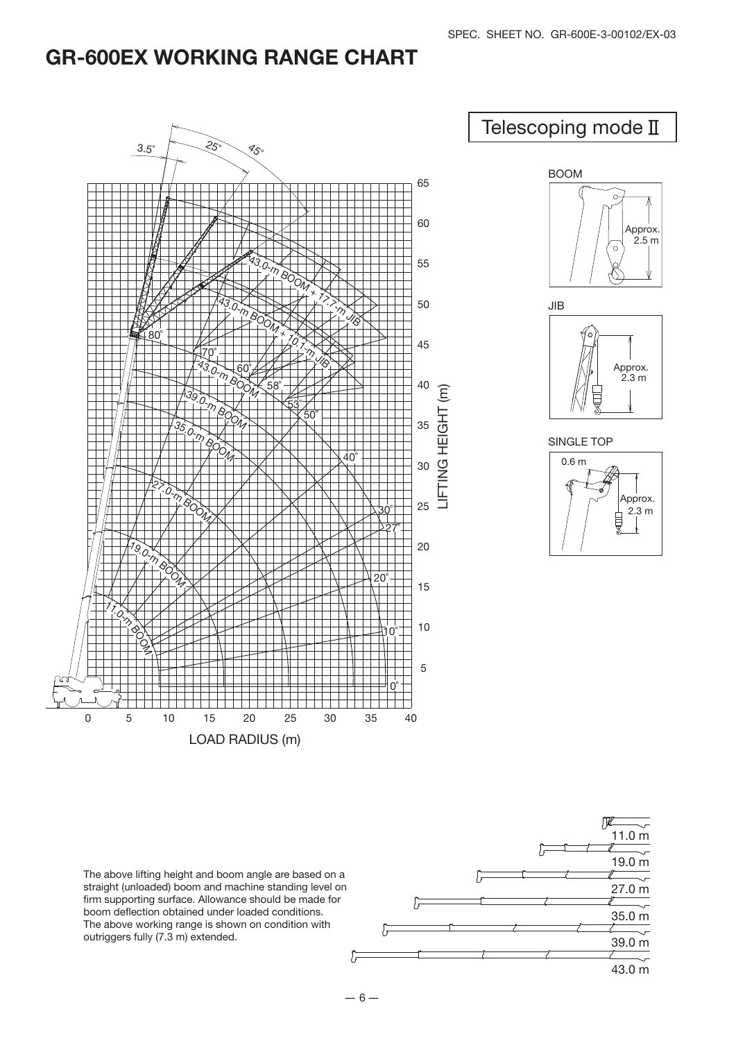# GR-600EX WORKING RANGE CHART

## Telescoping mode Ⅱ

BOOM

Approx. 2.5 m

JIB

Approx. 2.3 m

SINGLE TOP

0.6 m

Approx. 2.3 m

LIFTING HEIGHT (m)

LOAD RADIUS (m)

43.0-m BOOM + 17.7-m JIB

43.0-m BOOM + 10.1-m JIB

43.0-m BOOM

39.0-m BOOM

35.0-m BOOM

27.0-m BOOM

19.0-m BOOM

11.0-m BOOM

11.0 m

19.0 m

27.0 m

35.0 m

39.0 m

43.0 m

The above lifting height and boom angle are based on a straight (unloaded) boom and machine standing level on firm supporting surface. Allowance should be made for boom deflection obtained under loaded conditions.
The above working range is shown on condition with outriggers fully (7.3 m) extended.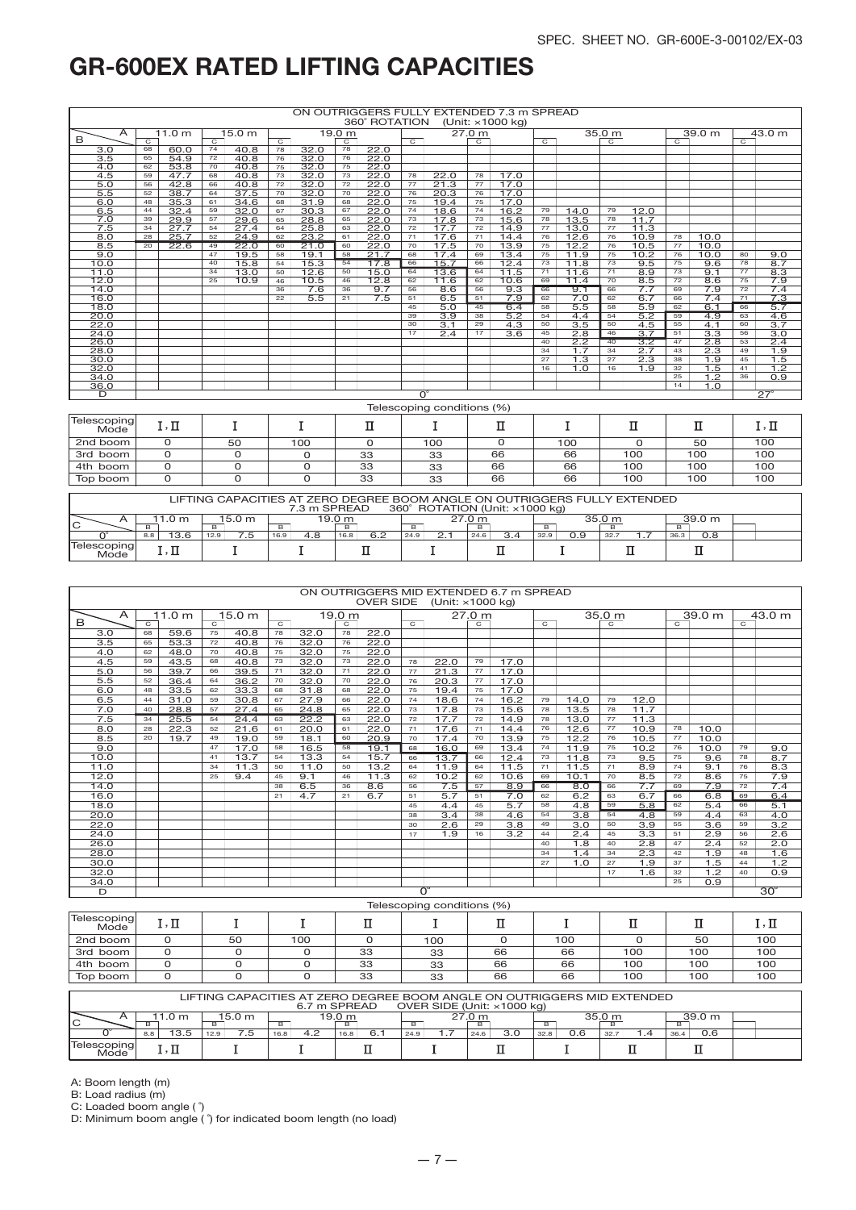# GR-600EX RATED LIFTING CAPACITIES

**ON OUTRIGGERS FULLY EXTENDED 7.3 m SPREAD**
**360° ROTATION (Unit: ×1000 kg)**

| B \ A | 11.0 m | | 15.0 m | | 19.0 m | | | | 27.0 m | | | | 35.0 m | | | | 39.0 m | | 43.0 m | |
|---|---|---|---|---|---|---|---|---|---|---|---|---|---|---|---|---|---|---|---|---|
| | C | | C | | C | | C | | C | | C | | C | | C | | C | | C | |
| 3.0 | 68 | 60.0 | 74 | 40.8 | 78 | 32.0 | 78 | 22.0 | | | | | | | | | | | | |
| 3.5 | 65 | 54.9 | 72 | 40.8 | 76 | 32.0 | 76 | 22.0 | | | | | | | | | | | | |
| 4.0 | 62 | 53.8 | 70 | 40.8 | 75 | 32.0 | 75 | 22.0 | | | | | | | | | | | | |
| 4.5 | 59 | 47.7 | 68 | 40.8 | 73 | 32.0 | 73 | 22.0 | 78 | 22.0 | 78 | 17.0 | | | | | | | | |
| 5.0 | 56 | 42.8 | 66 | 40.8 | 72 | 32.0 | 72 | 22.0 | 77 | 21.3 | 77 | 17.0 | | | | | | | | |
| 5.5 | 52 | 38.7 | 64 | 37.5 | 70 | 32.0 | 70 | 22.0 | 76 | 20.3 | 76 | 17.0 | | | | | | | | |
| 6.0 | 48 | 35.3 | 61 | 34.6 | 68 | 31.9 | 68 | 22.0 | 75 | 19.4 | 75 | 17.0 | | | | | | | | |
| 6.5 | 44 | 32.4 | 59 | 32.0 | 67 | 30.3 | 67 | 22.0 | 74 | 18.6 | 74 | 16.2 | 79 | 14.0 | 79 | 12.0 | | | | |
| 7.0 | 39 | 29.9 | 57 | 29.6 | 65 | 28.8 | 65 | 22.0 | 73 | 17.8 | 73 | 15.6 | 78 | 13.5 | 78 | 11.7 | | | | |
| 7.5 | 34 | 27.7 | 54 | 27.4 | 64 | 25.8 | 63 | 22.0 | 72 | 17.7 | 72 | 14.9 | 77 | 13.0 | 77 | 11.3 | | | | |
| 8.0 | 28 | 25.7 | 52 | 24.9 | 62 | 23.2 | 61 | 22.0 | 71 | 17.6 | 71 | 14.4 | 76 | 12.6 | 76 | 10.9 | 78 | 10.0 | | |
| 8.5 | 20 | 22.6 | 49 | 22.0 | 60 | 21.0 | 60 | 22.0 | 70 | 17.5 | 70 | 13.9 | 75 | 12.2 | 76 | 10.5 | 77 | 10.0 | | |
| 9.0 | | | 47 | 19.5 | 58 | 19.1 | 58 | 21.7 | 68 | 17.4 | 69 | 13.4 | 75 | 11.9 | 75 | 10.2 | 76 | 10.0 | 80 | 9.0 |
| 10.0 | | | 40 | 15.8 | 54 | 15.3 | 54 | 17.8 | 66 | 15.7 | 66 | 12.4 | 73 | 11.8 | 73 | 9.5 | 75 | 9.6 | 78 | 8.7 |
| 11.0 | | | 34 | 13.0 | 50 | 12.6 | 50 | 15.0 | 64 | 13.6 | 64 | 11.5 | 71 | 11.6 | 71 | 8.9 | 73 | 9.1 | 77 | 8.3 |
| 12.0 | | | 25 | 10.9 | 46 | 10.5 | 46 | 12.8 | 62 | 11.6 | 62 | 10.6 | 69 | 11.4 | 70 | 8.5 | 72 | 8.6 | 75 | 7.9 |
| 14.0 | | | | | 36 | 7.6 | 36 | 9.7 | 56 | 8.6 | 56 | 9.3 | 66 | 9.1 | 66 | 7.7 | 69 | 7.9 | 72 | 7.4 |
| 16.0 | | | | | 22 | 5.5 | 21 | 7.5 | 51 | 6.5 | 51 | 7.9 | 62 | 7.0 | 62 | 6.7 | 66 | 7.4 | 71 | 7.3 |
| 18.0 | | | | | | | | | 45 | 5.0 | 45 | 6.4 | 58 | 5.5 | 58 | 5.9 | 62 | 6.1 | 66 | 5.7 |
| 20.0 | | | | | | | | | 39 | 3.9 | 38 | 5.2 | 54 | 4.4 | 54 | 5.2 | 59 | 4.9 | 63 | 4.6 |
| 22.0 | | | | | | | | | 30 | 3.1 | 29 | 4.3 | 50 | 3.5 | 50 | 4.5 | 55 | 4.1 | 60 | 3.7 |
| 24.0 | | | | | | | | | 17 | 2.4 | 17 | 3.6 | 45 | 2.8 | 46 | 3.7 | 51 | 3.3 | 56 | 3.0 |
| 26.0 | | | | | | | | | | | | | 40 | 2.2 | 40 | 3.2 | 47 | 2.8 | 53 | 2.4 |
| 28.0 | | | | | | | | | | | | | 34 | 1.7 | 34 | 2.7 | 43 | 2.3 | 49 | 1.9 |
| 30.0 | | | | | | | | | | | | | 27 | 1.3 | 27 | 2.3 | 38 | 1.9 | 45 | 1.5 |
| 32.0 | | | | | | | | | | | | | 16 | 1.0 | 16 | 1.9 | 32 | 1.5 | 41 | 1.2 |
| 34.0 | | | | | | | | | | | | | | | | | 25 | 1.2 | 36 | 0.9 |
| 36.0 | | | | | | | | | | | | | | | | | 14 | 1.0 | | |
| D | 0° | | | | | | | | | | | | | | | | | | 27° | |

**Telescoping conditions (%)**

| Telescoping Mode | I, II | I | I | II | I | II | I | II | II | I, II |
|---|---|---|---|---|---|---|---|---|---|---|
| 2nd boom | 0 | 50 | 100 | 0 | 100 | 0 | 100 | 0 | 50 | 100 |
| 3rd boom | 0 | 0 | 0 | 33 | 33 | 66 | 66 | 100 | 100 | 100 |
| 4th boom | 0 | 0 | 0 | 33 | 33 | 66 | 66 | 100 | 100 | 100 |
| Top boom | 0 | 0 | 0 | 33 | 33 | 66 | 66 | 100 | 100 | 100 |

**LIFTING CAPACITIES AT ZERO DEGREE BOOM ANGLE ON OUTRIGGERS FULLY EXTENDED 7.3 m SPREAD 360° ROTATION (Unit: ×1000 kg)**

| C \ A | 11.0 m | | 15.0 m | | 19.0 m | | | | 27.0 m | | | | 35.0 m | | | | 39.0 m | |
|---|---|---|---|---|---|---|---|---|---|---|---|---|---|---|---|---|---|---|
| | B | | B | | B | | B | | B | | B | | B | | B | | B | |
| 0° | 8.8 | 13.6 | 12.9 | 7.5 | 16.9 | 4.8 | 16.8 | 6.2 | 24.9 | 2.1 | 24.6 | 3.4 | 32.9 | 0.9 | 32.7 | 1.7 | 36.3 | 0.8 |
| Telescoping Mode | I, II | | I | | I | | II | | I | | II | | I | | II | | II | |

**ON OUTRIGGERS MID EXTENDED 6.7 m SPREAD**
**OVER SIDE (Unit: ×1000 kg)**

| B \ A | 11.0 m | | 15.0 m | | 19.0 m | | | | 27.0 m | | | | 35.0 m | | | | 39.0 m | | 43.0 m | |
|---|---|---|---|---|---|---|---|---|---|---|---|---|---|---|---|---|---|---|---|---|
| | C | | C | | C | | C | | C | | C | | C | | C | | C | | C | |
| 3.0 | 68 | 59.6 | 75 | 40.8 | 78 | 32.0 | 78 | 22.0 | | | | | | | | | | | | |
| 3.5 | 65 | 53.3 | 72 | 40.8 | 76 | 32.0 | 76 | 22.0 | | | | | | | | | | | | |
| 4.0 | 62 | 48.0 | 70 | 40.8 | 75 | 32.0 | 75 | 22.0 | | | | | | | | | | | | |
| 4.5 | 59 | 43.5 | 68 | 40.8 | 73 | 32.0 | 73 | 22.0 | 78 | 22.0 | 79 | 17.0 | | | | | | | | |
| 5.0 | 56 | 39.7 | 66 | 39.5 | 71 | 32.0 | 71 | 22.0 | 77 | 21.3 | 77 | 17.0 | | | | | | | | |
| 5.5 | 52 | 36.4 | 64 | 36.2 | 70 | 32.0 | 70 | 22.0 | 76 | 20.3 | 77 | 17.0 | | | | | | | | |
| 6.0 | 48 | 33.5 | 62 | 33.3 | 68 | 31.8 | 68 | 22.0 | 75 | 19.4 | 75 | 17.0 | | | | | | | | |
| 6.5 | 44 | 31.0 | 59 | 30.8 | 67 | 27.9 | 66 | 22.0 | 74 | 18.6 | 74 | 16.2 | 79 | 14.0 | 79 | 12.0 | | | | |
| 7.0 | 40 | 28.8 | 57 | 27.4 | 65 | 24.8 | 65 | 22.0 | 73 | 17.8 | 73 | 15.6 | 78 | 13.5 | 78 | 11.7 | | | | |
| 7.5 | 34 | 25.5 | 54 | 24.4 | 63 | 22.2 | 63 | 22.0 | 72 | 17.7 | 72 | 14.9 | 78 | 13.0 | 77 | 11.3 | | | | |
| 8.0 | 28 | 22.3 | 52 | 21.6 | 61 | 20.0 | 61 | 22.0 | 71 | 17.6 | 71 | 14.4 | 76 | 12.6 | 77 | 10.9 | 78 | 10.0 | | |
| 8.5 | 20 | 19.7 | 49 | 19.0 | 59 | 18.1 | 60 | 20.9 | 70 | 17.4 | 70 | 13.9 | 75 | 12.2 | 76 | 10.5 | 77 | 10.0 | | |
| 9.0 | | | 47 | 17.0 | 58 | 16.5 | 58 | 19.1 | 68 | 16.0 | 69 | 13.4 | 74 | 11.9 | 75 | 10.2 | 76 | 10.0 | 79 | 9.0 |
| 10.0 | | | 41 | 13.7 | 54 | 13.3 | 54 | 15.7 | 66 | 13.7 | 66 | 12.4 | 73 | 11.8 | 73 | 9.5 | 75 | 9.6 | 78 | 8.7 |
| 11.0 | | | 34 | 11.3 | 50 | 11.0 | 50 | 13.2 | 64 | 11.9 | 64 | 11.5 | 71 | 11.5 | 71 | 8.9 | 74 | 9.1 | 76 | 8.3 |
| 12.0 | | | 25 | 9.4 | 45 | 9.1 | 46 | 11.3 | 62 | 10.2 | 62 | 10.6 | 69 | 10.1 | 70 | 8.5 | 72 | 8.6 | 75 | 7.9 |
| 14.0 | | | | | 38 | 6.5 | 36 | 8.6 | 56 | 7.5 | 57 | 8.9 | 66 | 8.0 | 66 | 7.7 | 69 | 7.9 | 72 | 7.4 |
| 16.0 | | | | | 21 | 4.7 | 21 | 6.7 | 51 | 5.7 | 51 | 7.0 | 62 | 6.2 | 63 | 6.7 | 66 | 6.8 | 69 | 6.4 |
| 18.0 | | | | | | | | | 45 | 4.4 | 45 | 5.7 | 58 | 4.8 | 59 | 5.8 | 62 | 5.4 | 66 | 5.1 |
| 20.0 | | | | | | | | | 38 | 3.4 | 38 | 4.6 | 54 | 3.8 | 54 | 4.8 | 59 | 4.4 | 63 | 4.0 |
| 22.0 | | | | | | | | | 30 | 2.6 | 29 | 3.8 | 49 | 3.0 | 50 | 3.9 | 55 | 3.6 | 59 | 3.2 |
| 24.0 | | | | | | | | | 17 | 1.9 | 16 | 3.2 | 44 | 2.4 | 45 | 3.3 | 51 | 2.9 | 56 | 2.6 |
| 26.0 | | | | | | | | | | | | | 40 | 1.8 | 40 | 2.8 | 47 | 2.4 | 52 | 2.0 |
| 28.0 | | | | | | | | | | | | | 34 | 1.4 | 34 | 2.3 | 42 | 1.9 | 48 | 1.6 |
| 30.0 | | | | | | | | | | | | | 27 | 1.0 | 27 | 1.9 | 37 | 1.5 | 44 | 1.2 |
| 32.0 | | | | | | | | | | | | | | | 17 | 1.6 | 32 | 1.2 | 40 | 0.9 |
| 34.0 | | | | | | | | | | | | | | | | | 25 | 0.9 | | |
| D | 0° | | | | | | | | | | | | | | | | | | 30° | |

**Telescoping conditions (%)**

| Telescoping Mode | I, II | I | I | II | I | II | I | II | II | I, II |
|---|---|---|---|---|---|---|---|---|---|---|
| 2nd boom | 0 | 50 | 100 | 0 | 100 | 0 | 100 | 0 | 50 | 100 |
| 3rd boom | 0 | 0 | 0 | 33 | 33 | 66 | 66 | 100 | 100 | 100 |
| 4th boom | 0 | 0 | 0 | 33 | 33 | 66 | 66 | 100 | 100 | 100 |
| Top boom | 0 | 0 | 0 | 33 | 33 | 66 | 66 | 100 | 100 | 100 |

**LIFTING CAPACITIES AT ZERO DEGREE BOOM ANGLE ON OUTRIGGERS MID EXTENDED 6.7 m SPREAD OVER SIDE (Unit: ×1000 kg)**

| C \ A | 11.0 m | | 15.0 m | | 19.0 m | | | | 27.0 m | | | | 35.0 m | | | | 39.0 m | |
|---|---|---|---|---|---|---|---|---|---|---|---|---|---|---|---|---|---|---|
| | B | | B | | B | | B | | B | | B | | B | | B | | B | |
| 0° | 8.8 | 13.5 | 12.9 | 7.5 | 16.8 | 4.2 | 16.8 | 6.1 | 24.9 | 1.7 | 24.6 | 3.0 | 32.8 | 0.6 | 32.7 | 1.4 | 36.4 | 0.6 |
| Telescoping Mode | I, II | | I | | I | | II | | I | | II | | I | | II | | II | |

A: Boom length (m)
B: Load radius (m)
C: Loaded boom angle (°)
D: Minimum boom angle (°) for indicated boom length (no load)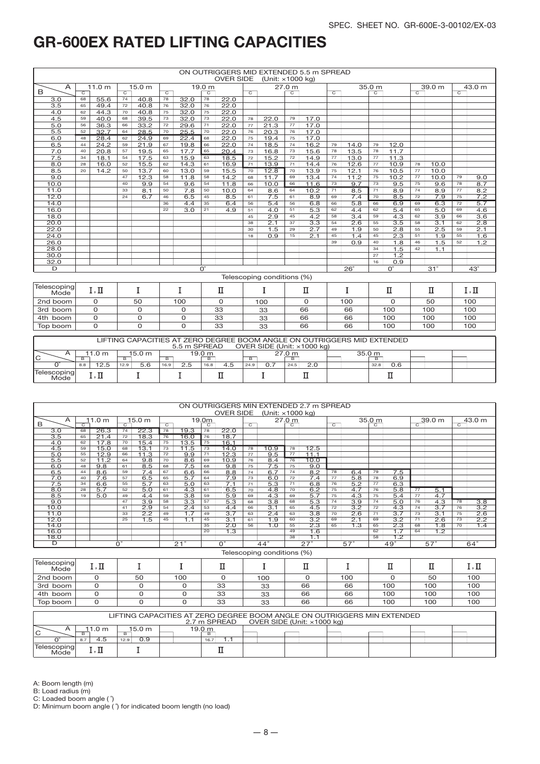# GR-600EX RATED LIFTING CAPACITIES

**ON OUTRIGGERS MID EXTENDED 5.5 m SPREAD OVER SIDE (Unit: ×1000 kg)**

| B \ A | 11.0 m C | 11.0 m | 15.0 m C | 15.0 m | 19.0 m C | 19.0 m | 19.0 m C | 19.0 m | 27.0 m C | 27.0 m | 27.0 m C | 27.0 m | 35.0 m C | 35.0 m | 35.0 m C | 35.0 m | 39.0 m C | 39.0 m | 43.0 m C | 43.0 m |
|---|---|---|---|---|---|---|---|---|---|---|---|---|---|---|---|---|---|---|---|---|
| 3.0 | 68 | 55.6 | 74 | 40.8 | 78 | 32.0 | 78 | 22.0 | | | | | | | | | | | | |
| 3.5 | 65 | 49.4 | 72 | 40.8 | 76 | 32.0 | 76 | 22.0 | | | | | | | | | | | | |
| 4.0 | 62 | 44.3 | 70 | 40.8 | 75 | 32.0 | 75 | 22.0 | | | | | | | | | | | | |
| 4.5 | 59 | 40.0 | 68 | 39.5 | 73 | 32.0 | 73 | 22.0 | 78 | 22.0 | 79 | 17.0 | | | | | | | | |
| 5.0 | 56 | 36.3 | 66 | 33.2 | 72 | 29.6 | 71 | 22.0 | 77 | 21.3 | 77 | 17.0 | | | | | | | | |
| 5.5 | 52 | 32.7 | 64 | 28.5 | 70 | 25.5 | 70 | 22.0 | 76 | 20.3 | 76 | 17.0 | | | | | | | | |
| 6.0 | 48 | 28.4 | 62 | 24.9 | 69 | 22.4 | 68 | 22.0 | 75 | 19.4 | 75 | 17.0 | | | | | | | | |
| 6.5 | 44 | 24.2 | 59 | 21.9 | 67 | 19.8 | 66 | 22.0 | 74 | 18.5 | 74 | 16.2 | 79 | 14.0 | 79 | 12.0 | | | | |
| 7.0 | 40 | 20.8 | 57 | 19.5 | 65 | 17.7 | 65 | 20.4 | 73 | 16.8 | 73 | 15.6 | 78 | 13.5 | 78 | 11.7 | | | | |
| 7.5 | 34 | 18.1 | 54 | 17.5 | 63 | 15.9 | 63 | 18.5 | 72 | 15.2 | 72 | 14.9 | 77 | 13.0 | 77 | 11.3 | | | | |
| 8.0 | 28 | 16.0 | 52 | 15.5 | 62 | 14.3 | 61 | 16.9 | 71 | 13.9 | 71 | 14.4 | 76 | 12.6 | 77 | 10.9 | 78 | 10.0 | | |
| 8.5 | 20 | 14.2 | 50 | 13.7 | 60 | 13.0 | 59 | 15.5 | 70 | 12.8 | 70 | 13.9 | 75 | 12.1 | 76 | 10.5 | 77 | 10.0 | | |
| 9.0 | | | 47 | 12.3 | 58 | 11.8 | 58 | 14.2 | 68 | 11.7 | 69 | 13.4 | 74 | 11.2 | 75 | 10.2 | 77 | 10.0 | 79 | 9.0 |
| 10.0 | | | 40 | 9.9 | 54 | 9.6 | 54 | 11.8 | 66 | 10.0 | 66 | 11.6 | 73 | 9.7 | 73 | 9.5 | 75 | 9.6 | 78 | 8.7 |
| 11.0 | | | 33 | 8.1 | 50 | 7.8 | 50 | 10.0 | 64 | 8.6 | 64 | 10.2 | 71 | 8.5 | 71 | 8.9 | 74 | 8.9 | 77 | 8.2 |
| 12.0 | | | 24 | 6.7 | 46 | 6.5 | 45 | 8.5 | 61 | 7.5 | 61 | 8.9 | 69 | 7.4 | 70 | 8.5 | 72 | 7.9 | 75 | 7.2 |
| 14.0 | | | | | 36 | 4.4 | 35 | 6.4 | 56 | 5.4 | 56 | 6.8 | 66 | 5.8 | 66 | 6.9 | 69 | 6.3 | 72 | 5.7 |
| 16.0 | | | | | 22 | 3.0 | 21 | 4.9 | 51 | 4.0 | 51 | 5.3 | 62 | 4.4 | 62 | 5.4 | 65 | 5.0 | 69 | 4.6 |
| 18.0 | | | | | | | | | 45 | 2.9 | 45 | 4.2 | 58 | 3.4 | 59 | 4.3 | 62 | 3.9 | 66 | 3.6 |
| 20.0 | | | | | | | | | 38 | 2.1 | 37 | 3.3 | 54 | 2.6 | 55 | 3.5 | 58 | 3.1 | 62 | 2.8 |
| 22.0 | | | | | | | | | 30 | 1.5 | 29 | 2.7 | 49 | 1.9 | 50 | 2.8 | 55 | 2.5 | 59 | 2.1 |
| 24.0 | | | | | | | | | 18 | 0.9 | 15 | 2.1 | 45 | 1.4 | 45 | 2.3 | 51 | 1.9 | 55 | 1.6 |
| 26.0 | | | | | | | | | | | | | 39 | 0.9 | 40 | 1.8 | 46 | 1.5 | 52 | 1.2 |
| 28.0 | | | | | | | | | | | | | | | 34 | 1.5 | 42 | 1.1 | | |
| 30.0 | | | | | | | | | | | | | | | 27 | 1.2 | | | | |
| 32.0 | | | | | | | | | | | | | | | 16 | 0.9 | | | | |
| D | 0° | | | | | | | | | | | | 26° | | 0° | | 31° | | 43° | |

**Telescoping conditions (%)**

| Telescoping Mode | I, II | I | I | II | I | II | I | II | II | I, II |
|---|---|---|---|---|---|---|---|---|---|---|
| 2nd boom | 0 | 50 | 100 | 0 | 100 | 0 | 100 | 0 | 50 | 100 |
| 3rd boom | 0 | 0 | 0 | 33 | 33 | 66 | 66 | 100 | 100 | 100 |
| 4th boom | 0 | 0 | 0 | 33 | 33 | 66 | 66 | 100 | 100 | 100 |
| Top boom | 0 | 0 | 0 | 33 | 33 | 66 | 66 | 100 | 100 | 100 |

**LIFTING CAPACITIES AT ZERO DEGREE BOOM ANGLE ON OUTRIGGERS MID EXTENDED 5.5 m SPREAD OVER SIDE (Unit: ×1000 kg)**

| C \ A | 11.0 m B | 11.0 m | 15.0 m B | 15.0 m | 19.0 m B | 19.0 m | 19.0 m B | 19.0 m | 27.0 m B | 27.0 m | 27.0 m B | 27.0 m | 35.0 m B | 35.0 m | 35.0 m B | 35.0 m |
|---|---|---|---|---|---|---|---|---|---|---|---|---|---|---|---|---|
| 0° | 8.8 | 12.5 | 12.9 | 5.6 | 16.9 | 2.5 | 16.8 | 4.5 | 24.9 | 0.7 | 24.5 | 2.0 | | | 32.8 | 0.6 |
| Telescoping Mode | I, II | | I | | I | | II | | I | | II | | | | II | |

**ON OUTRIGGERS MIN EXTENDED 2.7 m SPREAD OVER SIDE (Unit: ×1000 kg)**

| B \ A | 11.0 m C | 11.0 m | 15.0 m C | 15.0 m | 19.0m C | 19.0m | 19.0m C | 19.0m | 27.0 m C | 27.0 m | 27.0 m C | 27.0 m | 35.0 m C | 35.0 m | 35.0 m C | 35.0 m | 39.0 m C | 39.0 m | 43.0 m C | 43.0 m |
|---|---|---|---|---|---|---|---|---|---|---|---|---|---|---|---|---|---|---|---|---|
| 3.0 | 68 | 26.3 | 74 | 22.3 | 78 | 19.3 | 78 | 22.0 | | | | | | | | | | | | |
| 3.5 | 65 | 21.4 | 72 | 18.3 | 76 | 16.0 | 76 | 18.7 | | | | | | | | | | | | |
| 4.0 | 62 | 17.8 | 70 | 15.4 | 75 | 13.5 | 75 | 16.1 | | | | | | | | | | | | |
| 4.5 | 59 | 15.0 | 68 | 13.1 | 73 | 11.5 | 73 | 14.0 | 78 | 10.9 | 78 | 12.5 | | | | | | | | |
| 5.0 | 55 | 12.9 | 66 | 11.3 | 72 | 9.9 | 71 | 12.3 | 77 | 9.5 | 77 | 11.1 | | | | | | | | |
| 5.5 | 52 | 11.2 | 64 | 9.8 | 70 | 8.6 | 69 | 10.9 | 76 | 8.4 | 76 | 10.0 | | | | | | | | |
| 6.0 | 48 | 9.8 | 61 | 8.5 | 68 | 7.5 | 68 | 9.8 | 75 | 7.5 | 75 | 9.0 | | | | | | | | |
| 6.5 | 44 | 8.6 | 59 | 7.4 | 66 | 6.6 | 66 | 8.8 | 74 | 6.7 | 74 | 8.2 | 78 | 6.4 | 79 | 7.5 | | | | |
| 7.0 | 40 | 7.6 | 57 | 6.5 | 65 | 5.7 | 64 | 7.9 | 73 | 6.0 | 72 | 7.4 | 77 | 5.8 | 78 | 6.9 | | | | |
| 7.5 | 34 | 6.6 | 55 | 5.7 | 63 | 5.0 | 63 | 7.1 | 71 | 5.3 | 71 | 6.8 | 76 | 5.2 | 77 | 6.3 | | | | |
| 8.0 | 28 | 5.7 | 52 | 5.0 | 61 | 4.3 | 61 | 6.5 | 70 | 4.8 | 70 | 6.2 | 75 | 4.7 | 76 | 5.8 | 77 | 5.1 | | |
| 8.5 | 19 | 5.0 | 49 | 4.4 | 59 | 3.8 | 59 | 5.9 | 69 | 4.3 | 69 | 5.7 | 75 | 4.3 | 75 | 5.4 | 77 | 4.7 | | |
| 9.0 | | | 47 | 3.9 | 58 | 3.3 | 57 | 5.3 | 68 | 3.8 | 68 | 5.3 | 74 | 3.9 | 74 | 5.0 | 76 | 4.3 | 78 | 3.8 |
| 10.0 | | | 41 | 2.9 | 54 | 2.4 | 53 | 4.4 | 66 | 3.1 | 65 | 4.5 | 72 | 3.2 | 72 | 4.3 | 74 | 3.7 | 76 | 3.2 |
| 11.0 | | | 33 | 2.2 | 49 | 1.7 | 49 | 3.7 | 63 | 2.4 | 63 | 3.8 | 70 | 2.6 | 71 | 3.7 | 73 | 3.1 | 75 | 2.6 |
| 12.0 | | | 25 | 1.5 | 45 | 1.1 | 45 | 3.1 | 61 | 1.9 | 60 | 3.2 | 69 | 2.1 | 69 | 3.2 | 71 | 2.6 | 73 | 2.2 |
| 14.0 | | | | | | | 35 | 2.0 | 56 | 1.0 | 55 | 2.3 | 65 | 1.3 | 65 | 2.3 | 68 | 1.8 | 70 | 1.4 |
| 16.0 | | | | | | | 20 | 1.3 | | | 49 | 1.6 | | | 62 | 1.7 | 64 | 1.2 | | |
| 18.0 | | | | | | | | | | | 38 | 1.1 | | | 58 | 1.2 | | | | |
| D | 0° | | | | 21° | | 0° | | 44° | | 27° | | 57° | | 49° | | 57° | | 64° | |

**Telescoping conditions (%)**

| Telescoping Mode | I, II | I | I | II | I | II | I | II | II | I, II |
|---|---|---|---|---|---|---|---|---|---|---|
| 2nd boom | 0 | 50 | 100 | 0 | 100 | 0 | 100 | 0 | 50 | 100 |
| 3rd boom | 0 | 0 | 0 | 33 | 33 | 66 | 66 | 100 | 100 | 100 |
| 4th boom | 0 | 0 | 0 | 33 | 33 | 66 | 66 | 100 | 100 | 100 |
| Top boom | 0 | 0 | 0 | 33 | 33 | 66 | 66 | 100 | 100 | 100 |

**LIFTING CAPACITIES AT ZERO DEGREE BOOM ANGLE ON OUTRIGGERS MIN EXTENDED 2.7 m SPREAD OVER SIDE (Unit: ×1000 kg)**

| C \ A | 11.0 m B | 11.0 m | 15.0 m B | 15.0 m | 19.0 m B | 19.0 m | 19.0 m B | 19.0 m |
|---|---|---|---|---|---|---|---|---|
| 0° | 8.7 | 4.5 | 12.9 | 0.9 | | | 16.7 | 1.1 |
| Telescoping Mode | I, II | | I | | | | II | |

A: Boom length (m)
B: Load radius (m)
C: Loaded boom angle (°)
D: Minimum boom angle (°) for indicated boom length (no load)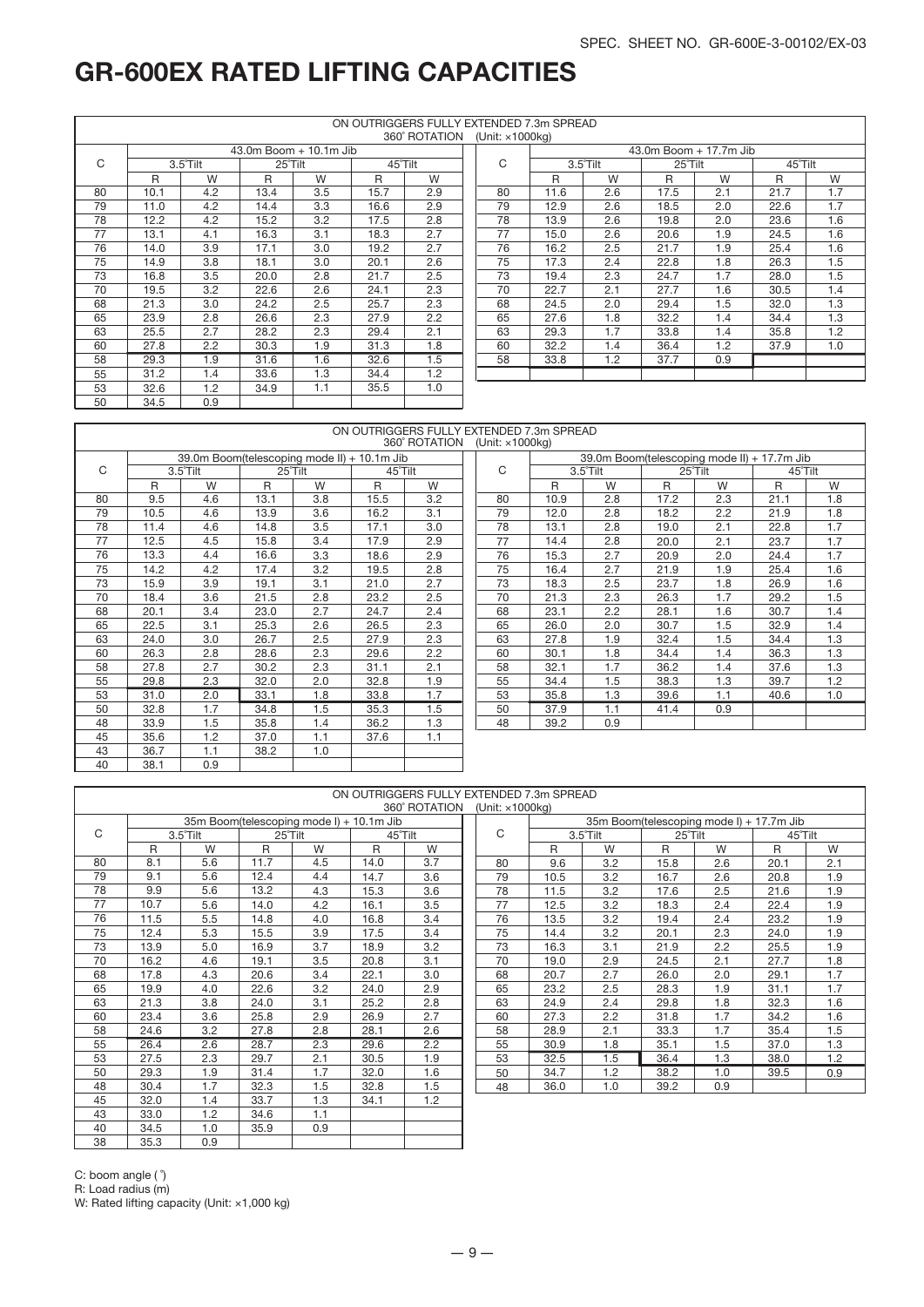# GR-600EX RATED LIFTING CAPACITIES

ON OUTRIGGERS FULLY EXTENDED 7.3m SPREAD
360° ROTATION (Unit: ×1000kg)

| C | 43.0m Boom + 10.1m Jib | | | | | |
|---|---|---|---|---|---|---|
| | 3.5°Tilt | | 25°Tilt | | 45°Tilt | |
| | R | W | R | W | R | W |
| 80 | 10.1 | 4.2 | 13.4 | 3.5 | 15.7 | 2.9 |
| 79 | 11.0 | 4.2 | 14.4 | 3.3 | 16.6 | 2.9 |
| 78 | 12.2 | 4.2 | 15.2 | 3.2 | 17.5 | 2.8 |
| 77 | 13.1 | 4.1 | 16.3 | 3.1 | 18.3 | 2.7 |
| 76 | 14.0 | 3.9 | 17.1 | 3.0 | 19.2 | 2.7 |
| 75 | 14.9 | 3.8 | 18.1 | 3.0 | 20.1 | 2.6 |
| 73 | 16.8 | 3.5 | 20.0 | 2.8 | 21.7 | 2.5 |
| 70 | 19.5 | 3.2 | 22.6 | 2.6 | 24.1 | 2.3 |
| 68 | 21.3 | 3.0 | 24.2 | 2.5 | 25.7 | 2.3 |
| 65 | 23.9 | 2.8 | 26.6 | 2.3 | 27.9 | 2.2 |
| 63 | 25.5 | 2.7 | 28.2 | 2.3 | 29.4 | 2.1 |
| 60 | 27.8 | 2.2 | 30.3 | 1.9 | 31.3 | 1.8 |
| 58 | 29.3 | 1.9 | 31.6 | 1.6 | 32.6 | 1.5 |
| 55 | 31.2 | 1.4 | 33.6 | 1.3 | 34.4 | 1.2 |
| 53 | 32.6 | 1.2 | 34.9 | 1.1 | 35.5 | 1.0 |
| 50 | 34.5 | 0.9 | | | | |

| C | 43.0m Boom + 17.7m Jib | | | | | |
|---|---|---|---|---|---|---|
| | 3.5°Tilt | | 25°Tilt | | 45°Tilt | |
| | R | W | R | W | R | W |
| 80 | 11.6 | 2.6 | 17.5 | 2.1 | 21.7 | 1.7 |
| 79 | 12.9 | 2.6 | 18.5 | 2.0 | 22.6 | 1.7 |
| 78 | 13.9 | 2.6 | 19.8 | 2.0 | 23.6 | 1.6 |
| 77 | 15.0 | 2.6 | 20.6 | 1.9 | 24.5 | 1.6 |
| 76 | 16.2 | 2.5 | 21.7 | 1.9 | 25.4 | 1.6 |
| 75 | 17.3 | 2.4 | 22.8 | 1.8 | 26.3 | 1.5 |
| 73 | 19.4 | 2.3 | 24.7 | 1.7 | 28.0 | 1.5 |
| 70 | 22.7 | 2.1 | 27.7 | 1.6 | 30.5 | 1.4 |
| 68 | 24.5 | 2.0 | 29.4 | 1.5 | 32.0 | 1.3 |
| 65 | 27.6 | 1.8 | 32.2 | 1.4 | 34.4 | 1.3 |
| 63 | 29.3 | 1.7 | 33.8 | 1.4 | 35.8 | 1.2 |
| 60 | 32.2 | 1.4 | 36.4 | 1.2 | 37.9 | 1.0 |
| 58 | 33.8 | 1.2 | 37.7 | 0.9 | | |

ON OUTRIGGERS FULLY EXTENDED 7.3m SPREAD
360° ROTATION (Unit: ×1000kg)

| C | 39.0m Boom(telescoping mode II) + 10.1m Jib | | | | | |
|---|---|---|---|---|---|---|
| | 3.5°Tilt | | 25°Tilt | | 45°Tilt | |
| | R | W | R | W | R | W |
| 80 | 9.5 | 4.6 | 13.1 | 3.8 | 15.5 | 3.2 |
| 79 | 10.5 | 4.6 | 13.9 | 3.6 | 16.2 | 3.1 |
| 78 | 11.4 | 4.6 | 14.8 | 3.5 | 17.1 | 3.0 |
| 77 | 12.5 | 4.5 | 15.8 | 3.4 | 17.9 | 2.9 |
| 76 | 13.3 | 4.4 | 16.6 | 3.3 | 18.6 | 2.9 |
| 75 | 14.2 | 4.2 | 17.4 | 3.2 | 19.5 | 2.8 |
| 73 | 15.9 | 3.9 | 19.1 | 3.1 | 21.0 | 2.7 |
| 70 | 18.4 | 3.6 | 21.5 | 2.8 | 23.2 | 2.5 |
| 68 | 20.1 | 3.4 | 23.0 | 2.7 | 24.7 | 2.4 |
| 65 | 22.5 | 3.1 | 25.3 | 2.6 | 26.5 | 2.3 |
| 63 | 24.0 | 3.0 | 26.7 | 2.5 | 27.9 | 2.3 |
| 60 | 26.3 | 2.8 | 28.6 | 2.3 | 29.6 | 2.2 |
| 58 | 27.8 | 2.7 | 30.2 | 2.3 | 31.1 | 2.1 |
| 55 | 29.8 | 2.3 | 32.0 | 2.0 | 32.8 | 1.9 |
| 53 | 31.0 | 2.0 | 33.1 | 1.8 | 33.8 | 1.7 |
| 50 | 32.8 | 1.7 | 34.8 | 1.5 | 35.3 | 1.5 |
| 48 | 33.9 | 1.5 | 35.8 | 1.4 | 36.2 | 1.3 |
| 45 | 35.6 | 1.2 | 37.0 | 1.1 | 37.6 | 1.1 |
| 43 | 36.7 | 1.1 | 38.2 | 1.0 | | |
| 40 | 38.1 | 0.9 | | | | |

| C | 39.0m Boom(telescoping mode II) + 17.7m Jib | | | | | |
|---|---|---|---|---|---|---|
| | 3.5°Tilt | | 25°Tilt | | 45°Tilt | |
| | R | W | R | W | R | W |
| 80 | 10.9 | 2.8 | 17.2 | 2.3 | 21.1 | 1.8 |
| 79 | 12.0 | 2.8 | 18.2 | 2.2 | 21.9 | 1.8 |
| 78 | 13.1 | 2.8 | 19.0 | 2.1 | 22.8 | 1.7 |
| 77 | 14.4 | 2.8 | 20.0 | 2.1 | 23.7 | 1.7 |
| 76 | 15.3 | 2.7 | 20.9 | 2.0 | 24.4 | 1.7 |
| 75 | 16.4 | 2.7 | 21.9 | 1.9 | 25.4 | 1.6 |
| 73 | 18.3 | 2.5 | 23.7 | 1.8 | 26.9 | 1.6 |
| 70 | 21.3 | 2.3 | 26.3 | 1.7 | 29.2 | 1.5 |
| 68 | 23.1 | 2.2 | 28.1 | 1.6 | 30.7 | 1.4 |
| 65 | 26.0 | 2.0 | 30.7 | 1.5 | 32.9 | 1.4 |
| 63 | 27.8 | 1.9 | 32.4 | 1.5 | 34.4 | 1.3 |
| 60 | 30.1 | 1.8 | 34.4 | 1.4 | 36.3 | 1.3 |
| 58 | 32.1 | 1.7 | 36.2 | 1.4 | 37.6 | 1.3 |
| 55 | 34.4 | 1.5 | 38.3 | 1.3 | 39.7 | 1.2 |
| 53 | 35.8 | 1.3 | 39.6 | 1.1 | 40.6 | 1.0 |
| 50 | 37.9 | 1.1 | 41.4 | 0.9 | | |
| 48 | 39.2 | 0.9 | | | | |

ON OUTRIGGERS FULLY EXTENDED 7.3m SPREAD
360° ROTATION (Unit: ×1000kg)

| C | 35m Boom(telescoping mode I) + 10.1m Jib | | | | | |
|---|---|---|---|---|---|---|
| | 3.5°Tilt | | 25°Tilt | | 45°Tilt | |
| | R | W | R | W | R | W |
| 80 | 8.1 | 5.6 | 11.7 | 4.5 | 14.0 | 3.7 |
| 79 | 9.1 | 5.6 | 12.4 | 4.4 | 14.7 | 3.6 |
| 78 | 9.9 | 5.6 | 13.2 | 4.3 | 15.3 | 3.6 |
| 77 | 10.7 | 5.6 | 14.0 | 4.2 | 16.1 | 3.5 |
| 76 | 11.5 | 5.5 | 14.8 | 4.0 | 16.8 | 3.4 |
| 75 | 12.4 | 5.3 | 15.5 | 3.9 | 17.5 | 3.4 |
| 73 | 13.9 | 5.0 | 16.9 | 3.7 | 18.9 | 3.2 |
| 70 | 16.2 | 4.6 | 19.1 | 3.5 | 20.8 | 3.1 |
| 68 | 17.8 | 4.3 | 20.6 | 3.4 | 22.1 | 3.0 |
| 65 | 19.9 | 4.0 | 22.6 | 3.2 | 24.0 | 2.9 |
| 63 | 21.3 | 3.8 | 24.0 | 3.1 | 25.2 | 2.8 |
| 60 | 23.4 | 3.6 | 25.8 | 2.9 | 26.9 | 2.7 |
| 58 | 24.6 | 3.2 | 27.8 | 2.8 | 28.1 | 2.6 |
| 55 | 26.4 | 2.6 | 28.7 | 2.3 | 29.6 | 2.2 |
| 53 | 27.5 | 2.3 | 29.7 | 2.1 | 30.5 | 1.9 |
| 50 | 29.3 | 1.9 | 31.4 | 1.7 | 32.0 | 1.6 |
| 48 | 30.4 | 1.7 | 32.3 | 1.5 | 32.8 | 1.5 |
| 45 | 32.0 | 1.4 | 33.7 | 1.3 | 34.1 | 1.2 |
| 43 | 33.0 | 1.2 | 34.6 | 1.1 | | |
| 40 | 34.5 | 1.0 | 35.9 | 0.9 | | |
| 38 | 35.3 | 0.9 | | | | |

| C | 35m Boom(telescoping mode I) + 17.7m Jib | | | | | |
|---|---|---|---|---|---|---|
| | 3.5°Tilt | | 25°Tilt | | 45°Tilt | |
| | R | W | R | W | R | W |
| 80 | 9.6 | 3.2 | 15.8 | 2.6 | 20.1 | 2.1 |
| 79 | 10.5 | 3.2 | 16.7 | 2.6 | 20.8 | 1.9 |
| 78 | 11.5 | 3.2 | 17.6 | 2.5 | 21.6 | 1.9 |
| 77 | 12.5 | 3.2 | 18.3 | 2.4 | 22.4 | 1.9 |
| 76 | 13.5 | 3.2 | 19.4 | 2.4 | 23.2 | 1.9 |
| 75 | 14.4 | 3.2 | 20.1 | 2.3 | 24.0 | 1.9 |
| 73 | 16.3 | 3.1 | 21.9 | 2.2 | 25.5 | 1.9 |
| 70 | 19.0 | 2.9 | 24.5 | 2.1 | 27.7 | 1.8 |
| 68 | 20.7 | 2.7 | 26.0 | 2.0 | 29.1 | 1.7 |
| 65 | 23.2 | 2.5 | 28.3 | 1.9 | 31.1 | 1.7 |
| 63 | 24.9 | 2.4 | 29.8 | 1.8 | 32.3 | 1.6 |
| 60 | 27.3 | 2.2 | 31.8 | 1.7 | 34.2 | 1.6 |
| 58 | 28.9 | 2.1 | 33.3 | 1.7 | 35.4 | 1.5 |
| 55 | 30.9 | 1.8 | 35.1 | 1.5 | 37.0 | 1.3 |
| 53 | 32.5 | 1.5 | 36.4 | 1.3 | 38.0 | 1.2 |
| 50 | 34.7 | 1.2 | 38.2 | 1.0 | 39.5 | 0.9 |
| 48 | 36.0 | 1.0 | 39.2 | 0.9 | | |

C: boom angle (°)
R: Load radius (m)
W: Rated lifting capacity (Unit: ×1,000 kg)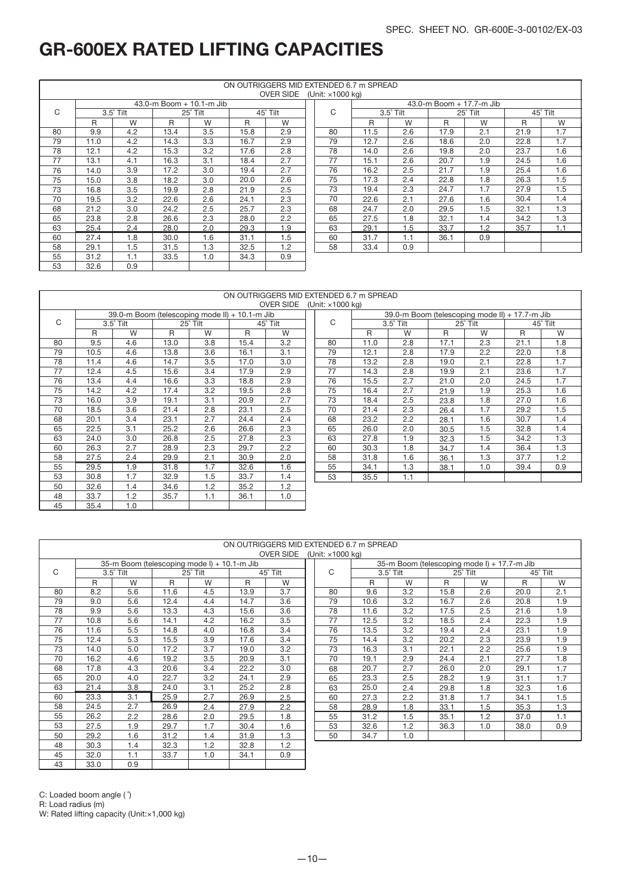# GR-600EX RATED LIFTING CAPACITIES

ON OUTRIGGERS MID EXTENDED 6.7 m SPREAD
OVER SIDE (Unit: ×1000 kg)

| C | 43.0-m Boom + 10.1-m Jib | | | | | |
|---|---|---|---|---|---|---|
| | 3.5˚ Tilt | | 25˚ Tilt | | 45˚ Tilt | |
| | R | W | R | W | R | W |
| 80 | 9.9 | 4.2 | 13.4 | 3.5 | 15.8 | 2.9 |
| 79 | 11.0 | 4.2 | 14.3 | 3.3 | 16.7 | 2.9 |
| 78 | 12.1 | 4.2 | 15.3 | 3.2 | 17.6 | 2.8 |
| 77 | 13.1 | 4.1 | 16.3 | 3.1 | 18.4 | 2.7 |
| 76 | 14.0 | 3.9 | 17.2 | 3.0 | 19.4 | 2.7 |
| 75 | 15.0 | 3.8 | 18.2 | 3.0 | 20.0 | 2.6 |
| 73 | 16.8 | 3.5 | 19.9 | 2.8 | 21.9 | 2.5 |
| 70 | 19.5 | 3.2 | 22.6 | 2.6 | 24.1 | 2.3 |
| 68 | 21.2 | 3.0 | 24.2 | 2.5 | 25.7 | 2.3 |
| 65 | 23.8 | 2.8 | 26.6 | 2.3 | 28.0 | 2.2 |
| 63 | 25.4 | 2.4 | 28.0 | 2.0 | 29.3 | 1.9 |
| 60 | 27.4 | 1.8 | 30.0 | 1.6 | 31.1 | 1.5 |
| 58 | 29.1 | 1.5 | 31.5 | 1.3 | 32.5 | 1.2 |
| 55 | 31.2 | 1.1 | 33.5 | 1.0 | 34.3 | 0.9 |
| 53 | 32.6 | 0.9 | | | | |

| C | 43.0-m Boom + 17.7-m Jib | | | | | |
|---|---|---|---|---|---|---|
| | 3.5˚ Tilt | | 25˚ Tilt | | 45˚ Tilt | |
| | R | W | R | W | R | W |
| 80 | 11.5 | 2.6 | 17.9 | 2.1 | 21.9 | 1.7 |
| 79 | 12.7 | 2.6 | 18.6 | 2.0 | 22.8 | 1.7 |
| 78 | 14.0 | 2.6 | 19.8 | 2.0 | 23.7 | 1.6 |
| 77 | 15.1 | 2.6 | 20.7 | 1.9 | 24.5 | 1.6 |
| 76 | 16.2 | 2.5 | 21.7 | 1.9 | 25.4 | 1.6 |
| 75 | 17.3 | 2.4 | 22.8 | 1.8 | 26.3 | 1.5 |
| 73 | 19.4 | 2.3 | 24.7 | 1.7 | 27.9 | 1.5 |
| 70 | 22.6 | 2.1 | 27.6 | 1.6 | 30.4 | 1.4 |
| 68 | 24.7 | 2.0 | 29.5 | 1.5 | 32.1 | 1.3 |
| 65 | 27.5 | 1.8 | 32.1 | 1.4 | 34.2 | 1.3 |
| 63 | 29.1 | 1.5 | 33.7 | 1.2 | 35.7 | 1.1 |
| 60 | 31.7 | 1.1 | 36.1 | 0.9 | | |
| 58 | 33.4 | 0.9 | | | | |

ON OUTRIGGERS MID EXTENDED 6.7 m SPREAD
OVER SIDE (Unit: ×1000 kg)

| C | 39.0-m Boom (telescoping mode II) + 10.1-m Jib | | | | | |
|---|---|---|---|---|---|---|
| | 3.5˚ Tilt | | 25˚ Tilt | | 45˚ Tilt | |
| | R | W | R | W | R | W |
| 80 | 9.5 | 4.6 | 13.0 | 3.8 | 15.4 | 3.2 |
| 79 | 10.5 | 4.6 | 13.8 | 3.6 | 16.1 | 3.1 |
| 78 | 11.4 | 4.6 | 14.7 | 3.5 | 17.0 | 3.0 |
| 77 | 12.4 | 4.5 | 15.6 | 3.4 | 17.9 | 2.9 |
| 76 | 13.4 | 4.4 | 16.6 | 3.3 | 18.8 | 2.9 |
| 75 | 14.2 | 4.2 | 17.4 | 3.2 | 19.5 | 2.8 |
| 73 | 16.0 | 3.9 | 19.1 | 3.1 | 20.9 | 2.7 |
| 70 | 18.5 | 3.6 | 21.4 | 2.8 | 23.1 | 2.5 |
| 68 | 20.1 | 3.4 | 23.1 | 2.7 | 24.4 | 2.4 |
| 65 | 22.5 | 3.1 | 25.2 | 2.6 | 26.6 | 2.3 |
| 63 | 24.0 | 3.0 | 26.8 | 2.5 | 27.8 | 2.3 |
| 60 | 26.3 | 2.7 | 28.9 | 2.3 | 29.7 | 2.2 |
| 58 | 27.5 | 2.4 | 29.9 | 2.1 | 30.9 | 2.0 |
| 55 | 29.5 | 1.9 | 31.8 | 1.7 | 32.6 | 1.6 |
| 53 | 30.8 | 1.7 | 32.9 | 1.5 | 33.7 | 1.4 |
| 50 | 32.6 | 1.4 | 34.6 | 1.2 | 35.2 | 1.2 |
| 48 | 33.7 | 1.2 | 35.7 | 1.1 | 36.1 | 1.0 |
| 45 | 35.4 | 1.0 | | | | |

| C | 39.0-m Boom (telescoping mode II) + 17.7-m Jib | | | | | |
|---|---|---|---|---|---|---|
| | 3.5˚ Tilt | | 25˚ Tilt | | 45˚ Tilt | |
| | R | W | R | W | R | W |
| 80 | 11.0 | 2.8 | 17.1 | 2.3 | 21.1 | 1.8 |
| 79 | 12.1 | 2.8 | 17.9 | 2.2 | 22.0 | 1.8 |
| 78 | 13.2 | 2.8 | 19.0 | 2.1 | 22.8 | 1.7 |
| 77 | 14.3 | 2.8 | 19.9 | 2.1 | 23.6 | 1.7 |
| 76 | 15.5 | 2.7 | 21.0 | 2.0 | 24.5 | 1.7 |
| 75 | 16.4 | 2.7 | 21.9 | 1.9 | 25.3 | 1.6 |
| 73 | 18.4 | 2.5 | 23.8 | 1.8 | 27.0 | 1.6 |
| 70 | 21.4 | 2.3 | 26.4 | 1.7 | 29.2 | 1.5 |
| 68 | 23.2 | 2.2 | 28.1 | 1.6 | 30.7 | 1.4 |
| 65 | 26.0 | 2.0 | 30.5 | 1.5 | 32.8 | 1.4 |
| 63 | 27.8 | 1.9 | 32.3 | 1.5 | 34.2 | 1.3 |
| 60 | 30.3 | 1.8 | 34.7 | 1.4 | 36.4 | 1.3 |
| 58 | 31.8 | 1.6 | 36.1 | 1.3 | 37.7 | 1.2 |
| 55 | 34.1 | 1.3 | 38.1 | 1.0 | 39.4 | 0.9 |
| 53 | 35.5 | 1.1 | | | | |

ON OUTRIGGERS MID EXTENDED 6.7 m SPREAD
OVER SIDE (Unit: ×1000 kg)

| C | 35-m Boom (telescoping mode I) + 10.1-m Jib | | | | | |
|---|---|---|---|---|---|---|
| | 3.5˚ Tilt | | 25˚ Tilt | | 45˚ Tilt | |
| | R | W | R | W | R | W |
| 80 | 8.2 | 5.6 | 11.6 | 4.5 | 13.9 | 3.7 |
| 79 | 9.0 | 5.6 | 12.4 | 4.4 | 14.7 | 3.6 |
| 78 | 9.9 | 5.6 | 13.3 | 4.3 | 15.6 | 3.6 |
| 77 | 10.8 | 5.6 | 14.1 | 4.2 | 16.2 | 3.5 |
| 76 | 11.6 | 5.5 | 14.8 | 4.0 | 16.8 | 3.4 |
| 75 | 12.4 | 5.3 | 15.5 | 3.9 | 17.6 | 3.4 |
| 73 | 14.0 | 5.0 | 17.2 | 3.7 | 19.0 | 3.2 |
| 70 | 16.2 | 4.6 | 19.2 | 3.5 | 20.9 | 3.1 |
| 68 | 17.8 | 4.3 | 20.6 | 3.4 | 22.2 | 3.0 |
| 65 | 20.0 | 4.0 | 22.7 | 3.2 | 24.1 | 2.9 |
| 63 | 21.4 | 3.8 | 24.0 | 3.1 | 25.2 | 2.8 |
| 60 | 23.3 | 3.1 | 25.9 | 2.7 | 26.9 | 2.5 |
| 58 | 24.5 | 2.7 | 26.9 | 2.4 | 27.9 | 2.2 |
| 55 | 26.2 | 2.2 | 28.6 | 2.0 | 29.5 | 1.8 |
| 53 | 27.5 | 1.9 | 29.7 | 1.7 | 30.4 | 1.6 |
| 50 | 29.2 | 1.6 | 31.2 | 1.4 | 31.9 | 1.3 |
| 48 | 30.3 | 1.4 | 32.3 | 1.2 | 32.8 | 1.2 |
| 45 | 32.0 | 1.1 | 33.7 | 1.0 | 34.1 | 0.9 |
| 43 | 33.0 | 0.9 | | | | |

| C | 35-m Boom (telescoping mode I) + 17.7-m Jib | | | | | |
|---|---|---|---|---|---|---|
| | 3.5˚ Tilt | | 25˚ Tilt | | 45˚ Tilt | |
| | R | W | R | W | R | W |
| 80 | 9.6 | 3.2 | 15.8 | 2.6 | 20.0 | 2.1 |
| 79 | 10.6 | 3.2 | 16.7 | 2.6 | 20.8 | 1.9 |
| 78 | 11.6 | 3.2 | 17.5 | 2.5 | 21.6 | 1.9 |
| 77 | 12.5 | 3.2 | 18.5 | 2.4 | 22.3 | 1.9 |
| 76 | 13.5 | 3.2 | 19.4 | 2.4 | 23.1 | 1.9 |
| 75 | 14.4 | 3.2 | 20.2 | 2.3 | 23.9 | 1.9 |
| 73 | 16.3 | 3.1 | 22.1 | 2.2 | 25.6 | 1.9 |
| 70 | 19.1 | 2.9 | 24.4 | 2.1 | 27.7 | 1.8 |
| 68 | 20.7 | 2.7 | 26.0 | 2.0 | 29.1 | 1.7 |
| 65 | 23.3 | 2.5 | 28.2 | 1.9 | 31.1 | 1.7 |
| 63 | 25.0 | 2.4 | 29.8 | 1.8 | 32.3 | 1.6 |
| 60 | 27.3 | 2.2 | 31.8 | 1.7 | 34.1 | 1.5 |
| 58 | 28.9 | 1.8 | 33.1 | 1.5 | 35.3 | 1.3 |
| 55 | 31.2 | 1.5 | 35.1 | 1.2 | 37.0 | 1.1 |
| 53 | 32.6 | 1.2 | 36.3 | 1.0 | 38.0 | 0.9 |
| 50 | 34.7 | 1.0 | | | | |

C: Loaded boom angle (˚)
R: Load radius (m)
W: Rated lifting capacity (Unit:×1,000 kg)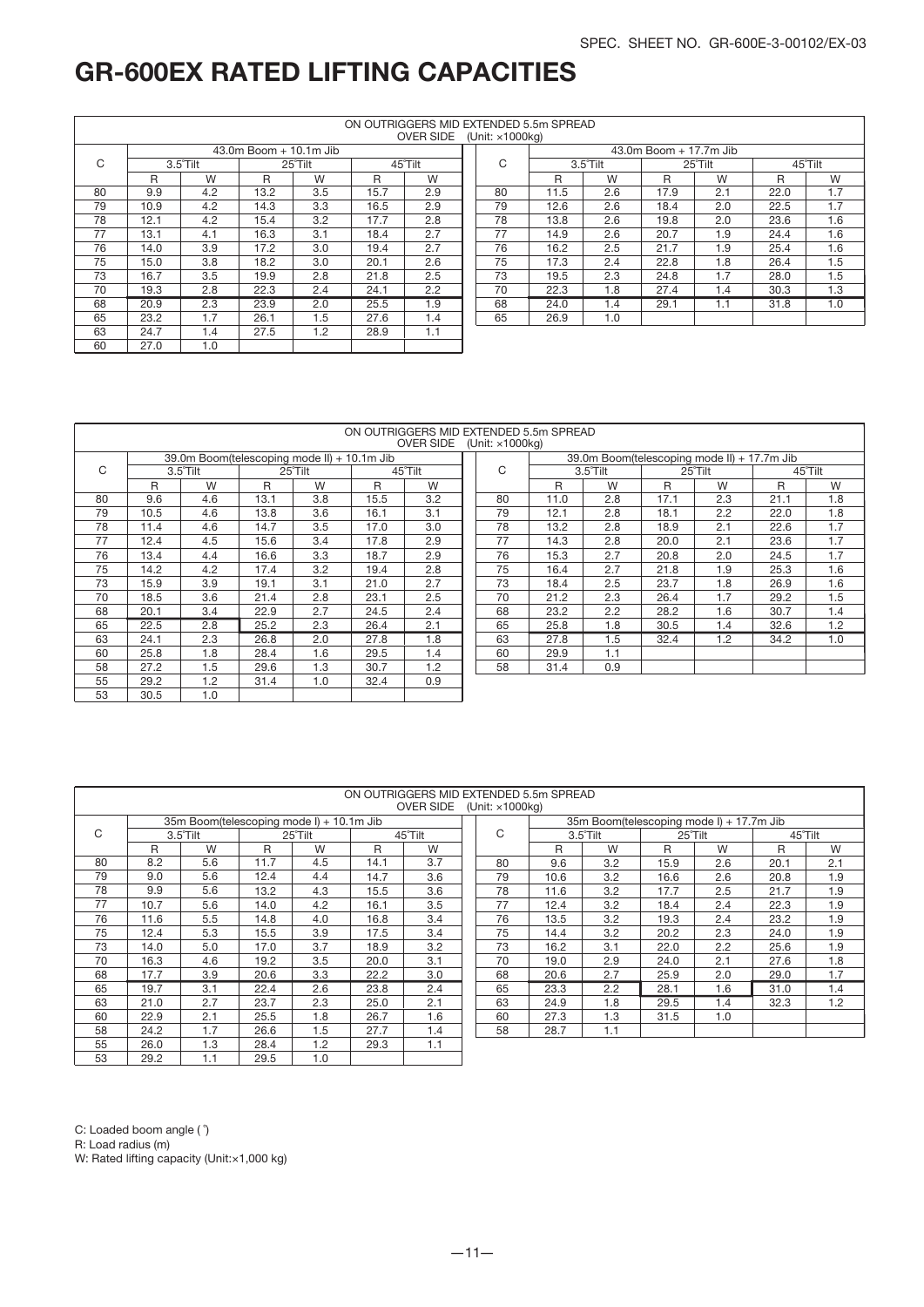# GR-600EX RATED LIFTING CAPACITIES

ON OUTRIGGERS MID EXTENDED 5.5m SPREAD OVER SIDE (Unit: ×1000kg)

| C | 43.0m Boom + 10.1m Jib | | | | | |
|---|---|---|---|---|---|---|
| | 3.5°Tilt | | 25°Tilt | | 45°Tilt | |
| | R | W | R | W | R | W |
| 80 | 9.9 | 4.2 | 13.2 | 3.5 | 15.7 | 2.9 |
| 79 | 10.9 | 4.2 | 14.3 | 3.3 | 16.5 | 2.9 |
| 78 | 12.1 | 4.2 | 15.4 | 3.2 | 17.7 | 2.8 |
| 77 | 13.1 | 4.1 | 16.3 | 3.1 | 18.4 | 2.7 |
| 76 | 14.0 | 3.9 | 17.2 | 3.0 | 19.4 | 2.7 |
| 75 | 15.0 | 3.8 | 18.2 | 3.0 | 20.1 | 2.6 |
| 73 | 16.7 | 3.5 | 19.9 | 2.8 | 21.8 | 2.5 |
| 70 | 19.3 | 2.8 | 22.3 | 2.4 | 24.1 | 2.2 |
| 68 | 20.9 | 2.3 | 23.9 | 2.0 | 25.5 | 1.9 |
| 65 | 23.2 | 1.7 | 26.1 | 1.5 | 27.6 | 1.4 |
| 63 | 24.7 | 1.4 | 27.5 | 1.2 | 28.9 | 1.1 |
| 60 | 27.0 | 1.0 | | | | |

| C | 43.0m Boom + 17.7m Jib | | | | | |
|---|---|---|---|---|---|---|
| | 3.5°Tilt | | 25°Tilt | | 45°Tilt | |
| | R | W | R | W | R | W |
| 80 | 11.5 | 2.6 | 17.9 | 2.1 | 22.0 | 1.7 |
| 79 | 12.6 | 2.6 | 18.4 | 2.0 | 22.5 | 1.7 |
| 78 | 13.8 | 2.6 | 19.8 | 2.0 | 23.6 | 1.6 |
| 77 | 14.9 | 2.6 | 20.7 | 1.9 | 24.4 | 1.6 |
| 76 | 16.2 | 2.5 | 21.7 | 1.9 | 25.4 | 1.6 |
| 75 | 17.3 | 2.4 | 22.8 | 1.8 | 26.4 | 1.5 |
| 73 | 19.5 | 2.3 | 24.8 | 1.7 | 28.0 | 1.5 |
| 70 | 22.3 | 1.8 | 27.4 | 1.4 | 30.3 | 1.3 |
| 68 | 24.0 | 1.4 | 29.1 | 1.1 | 31.8 | 1.0 |
| 65 | 26.9 | 1.0 | | | | |

ON OUTRIGGERS MID EXTENDED 5.5m SPREAD OVER SIDE (Unit: ×1000kg)

| C | 39.0m Boom(telescoping mode II) + 10.1m Jib | | | | | |
|---|---|---|---|---|---|---|
| | 3.5°Tilt | | 25°Tilt | | 45°Tilt | |
| | R | W | R | W | R | W |
| 80 | 9.6 | 4.6 | 13.1 | 3.8 | 15.5 | 3.2 |
| 79 | 10.5 | 4.6 | 13.8 | 3.6 | 16.1 | 3.1 |
| 78 | 11.4 | 4.6 | 14.7 | 3.5 | 17.0 | 3.0 |
| 77 | 12.4 | 4.5 | 15.6 | 3.4 | 17.8 | 2.9 |
| 76 | 13.4 | 4.4 | 16.6 | 3.3 | 18.7 | 2.9 |
| 75 | 14.2 | 4.2 | 17.4 | 3.2 | 19.4 | 2.8 |
| 73 | 15.9 | 3.9 | 19.1 | 3.1 | 21.0 | 2.7 |
| 70 | 18.5 | 3.6 | 21.4 | 2.8 | 23.1 | 2.5 |
| 68 | 20.1 | 3.4 | 22.9 | 2.7 | 24.5 | 2.4 |
| 65 | 22.5 | 2.8 | 25.2 | 2.3 | 26.4 | 2.1 |
| 63 | 24.1 | 2.3 | 26.8 | 2.0 | 27.8 | 1.8 |
| 60 | 25.8 | 1.8 | 28.4 | 1.6 | 29.5 | 1.4 |
| 58 | 27.2 | 1.5 | 29.6 | 1.3 | 30.7 | 1.2 |
| 55 | 29.2 | 1.2 | 31.4 | 1.0 | 32.4 | 0.9 |
| 53 | 30.5 | 1.0 | | | | |

| C | 39.0m Boom(telescoping mode II) + 17.7m Jib | | | | | |
|---|---|---|---|---|---|---|
| | 3.5°Tilt | | 25°Tilt | | 45°Tilt | |
| | R | W | R | W | R | W |
| 80 | 11.0 | 2.8 | 17.1 | 2.3 | 21.1 | 1.8 |
| 79 | 12.1 | 2.8 | 18.1 | 2.2 | 22.0 | 1.8 |
| 78 | 13.2 | 2.8 | 18.9 | 2.1 | 22.6 | 1.7 |
| 77 | 14.3 | 2.8 | 20.0 | 2.1 | 23.6 | 1.7 |
| 76 | 15.3 | 2.7 | 20.8 | 2.0 | 24.5 | 1.7 |
| 75 | 16.4 | 2.7 | 21.8 | 1.9 | 25.3 | 1.6 |
| 73 | 18.4 | 2.5 | 23.7 | 1.8 | 26.9 | 1.6 |
| 70 | 21.2 | 2.3 | 26.4 | 1.7 | 29.2 | 1.5 |
| 68 | 23.2 | 2.2 | 28.2 | 1.6 | 30.7 | 1.4 |
| 65 | 25.8 | 1.8 | 30.5 | 1.4 | 32.6 | 1.2 |
| 63 | 27.8 | 1.5 | 32.4 | 1.2 | 34.2 | 1.0 |
| 60 | 29.9 | 1.1 | | | | |
| 58 | 31.4 | 0.9 | | | | |

ON OUTRIGGERS MID EXTENDED 5.5m SPREAD OVER SIDE (Unit: ×1000kg)

| C | 35m Boom(telescoping mode I) + 10.1m Jib | | | | | |
|---|---|---|---|---|---|---|
| | 3.5°Tilt | | 25°Tilt | | 45°Tilt | |
| | R | W | R | W | R | W |
| 80 | 8.2 | 5.6 | 11.7 | 4.5 | 14.1 | 3.7 |
| 79 | 9.0 | 5.6 | 12.4 | 4.4 | 14.7 | 3.6 |
| 78 | 9.9 | 5.6 | 13.2 | 4.3 | 15.5 | 3.6 |
| 77 | 10.7 | 5.6 | 14.0 | 4.2 | 16.1 | 3.5 |
| 76 | 11.6 | 5.5 | 14.8 | 4.0 | 16.8 | 3.4 |
| 75 | 12.4 | 5.3 | 15.5 | 3.9 | 17.5 | 3.4 |
| 73 | 14.0 | 5.0 | 17.0 | 3.7 | 18.9 | 3.2 |
| 70 | 16.3 | 4.6 | 19.2 | 3.5 | 20.0 | 3.1 |
| 68 | 17.7 | 3.9 | 20.6 | 3.3 | 22.2 | 3.0 |
| 65 | 19.7 | 3.1 | 22.4 | 2.6 | 23.8 | 2.4 |
| 63 | 21.0 | 2.7 | 23.7 | 2.3 | 25.0 | 2.1 |
| 60 | 22.9 | 2.1 | 25.5 | 1.8 | 26.7 | 1.6 |
| 58 | 24.2 | 1.7 | 26.6 | 1.5 | 27.7 | 1.4 |
| 55 | 26.0 | 1.3 | 28.4 | 1.2 | 29.3 | 1.1 |
| 53 | 29.2 | 1.1 | 29.5 | 1.0 | | |

| C | 35m Boom(telescoping mode I) + 17.7m Jib | | | | | |
|---|---|---|---|---|---|---|
| | 3.5°Tilt | | 25°Tilt | | 45°Tilt | |
| | R | W | R | W | R | W |
| 80 | 9.6 | 3.2 | 15.9 | 2.6 | 20.1 | 2.1 |
| 79 | 10.6 | 3.2 | 16.6 | 2.6 | 20.8 | 1.9 |
| 78 | 11.6 | 3.2 | 17.7 | 2.5 | 21.7 | 1.9 |
| 77 | 12.4 | 3.2 | 18.4 | 2.4 | 22.3 | 1.9 |
| 76 | 13.5 | 3.2 | 19.3 | 2.4 | 23.2 | 1.9 |
| 75 | 14.4 | 3.2 | 20.2 | 2.3 | 24.0 | 1.9 |
| 73 | 16.2 | 3.1 | 22.0 | 2.2 | 25.6 | 1.9 |
| 70 | 19.0 | 2.9 | 24.0 | 2.1 | 27.6 | 1.8 |
| 68 | 20.6 | 2.7 | 25.9 | 2.0 | 29.0 | 1.7 |
| 65 | 23.3 | 2.2 | 28.1 | 1.6 | 31.0 | 1.4 |
| 63 | 24.9 | 1.8 | 29.5 | 1.4 | 32.3 | 1.2 |
| 60 | 27.3 | 1.3 | 31.5 | 1.0 | | |
| 58 | 28.7 | 1.1 | | | | |

C: Loaded boom angle (°)
R: Load radius (m)
W: Rated lifting capacity (Unit:×1,000 kg)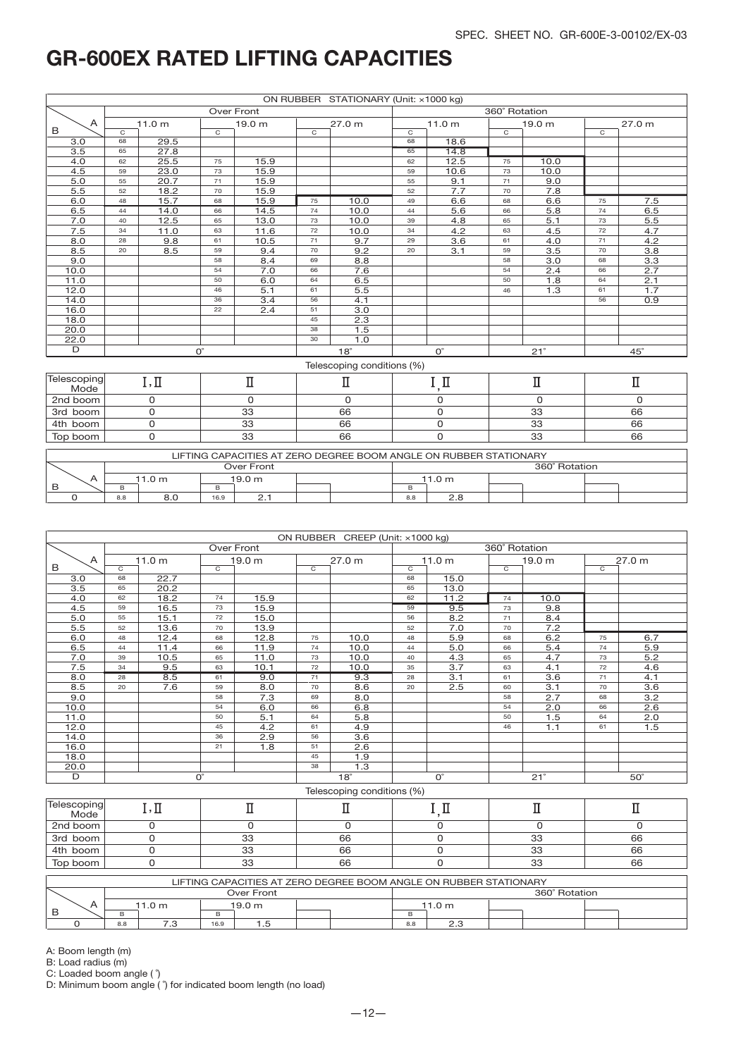# GR-600EX RATED LIFTING CAPACITIES

ON RUBBER STATIONARY (Unit: ×1000 kg)

| B \ A | Over Front 11.0 m C | | Over Front 19.0 m C | | Over Front 27.0 m C | | 360° Rotation 11.0 m C | | 360° Rotation 19.0 m C | | 360° Rotation 27.0 m C | |
|---|---|---|---|---|---|---|---|---|---|---|---|---|
| 3.0 | 68 | 29.5 | | | | | 68 | 18.6 | | | | |
| 3.5 | 65 | 27.8 | | | | | 65 | 14.8 | | | | |
| 4.0 | 62 | 25.5 | 75 | 15.9 | | | 62 | 12.5 | 75 | 10.0 | | |
| 4.5 | 59 | 23.0 | 73 | 15.9 | | | 59 | 10.6 | 73 | 10.0 | | |
| 5.0 | 55 | 20.7 | 71 | 15.9 | | | 55 | 9.1 | 71 | 9.0 | | |
| 5.5 | 52 | 18.2 | 70 | 15.9 | | | 52 | 7.7 | 70 | 7.8 | | |
| 6.0 | 48 | 15.7 | 68 | 15.9 | 75 | 10.0 | 49 | 6.6 | 68 | 6.6 | 75 | 7.5 |
| 6.5 | 44 | 14.0 | 66 | 14.5 | 74 | 10.0 | 44 | 5.6 | 66 | 5.8 | 74 | 6.5 |
| 7.0 | 40 | 12.5 | 65 | 13.0 | 73 | 10.0 | 39 | 4.8 | 65 | 5.1 | 73 | 5.5 |
| 7.5 | 34 | 11.0 | 63 | 11.6 | 72 | 10.0 | 34 | 4.2 | 63 | 4.5 | 72 | 4.7 |
| 8.0 | 28 | 9.8 | 61 | 10.5 | 71 | 9.7 | 29 | 3.6 | 61 | 4.0 | 71 | 4.2 |
| 8.5 | 20 | 8.5 | 59 | 9.4 | 70 | 9.2 | 20 | 3.1 | 59 | 3.5 | 70 | 3.8 |
| 9.0 | | | 58 | 8.4 | 69 | 8.8 | | | 58 | 3.0 | 68 | 3.3 |
| 10.0 | | | 54 | 7.0 | 66 | 7.6 | | | 54 | 2.4 | 66 | 2.7 |
| 11.0 | | | 50 | 6.0 | 64 | 6.5 | | | 50 | 1.8 | 64 | 2.1 |
| 12.0 | | | 46 | 5.1 | 61 | 5.5 | | | 46 | 1.3 | 61 | 1.7 |
| 14.0 | | | 36 | 3.4 | 56 | 4.1 | | | | | 56 | 0.9 |
| 16.0 | | | 22 | 2.4 | 51 | 3.0 | | | | | | |
| 18.0 | | | | | 45 | 2.3 | | | | | | |
| 20.0 | | | | | 38 | 1.5 | | | | | | |
| 22.0 | | | | | 30 | 1.0 | | | | | | |
| D | 0° | | | | 18° | | 0° | | 21° | | 45° | |

Telescoping conditions (%)

| Telescoping Mode | I, II | II | II | I, II | II | II |
|---|---|---|---|---|---|---|
| 2nd boom | 0 | 0 | 0 | 0 | 0 | 0 |
| 3rd boom | 0 | 33 | 66 | 0 | 33 | 66 |
| 4th boom | 0 | 33 | 66 | 0 | 33 | 66 |
| Top boom | 0 | 33 | 66 | 0 | 33 | 66 |

LIFTING CAPACITIES AT ZERO DEGREE BOOM ANGLE ON RUBBER STATIONARY

| B \ A | Over Front 11.0 m B | | Over Front 19.0 m B | | | | 360° Rotation 11.0 m B | | | | | |
|---|---|---|---|---|---|---|---|---|---|---|---|---|
| 0 | 8.8 | 8.0 | 16.9 | 2.1 | | | 8.8 | 2.8 | | | | |

ON RUBBER CREEP (Unit: ×1000 kg)

| B \ A | Over Front 11.0 m C | | Over Front 19.0 m C | | Over Front 27.0 m C | | 360° Rotation 11.0 m C | | 360° Rotation 19.0 m C | | 360° Rotation 27.0 m C | |
|---|---|---|---|---|---|---|---|---|---|---|---|---|
| 3.0 | 68 | 22.7 | | | | | 68 | 15.0 | | | | |
| 3.5 | 65 | 20.2 | | | | | 65 | 13.0 | | | | |
| 4.0 | 62 | 18.2 | 74 | 15.9 | | | 62 | 11.2 | 74 | 10.0 | | |
| 4.5 | 59 | 16.5 | 73 | 15.9 | | | 59 | 9.5 | 73 | 9.8 | | |
| 5.0 | 55 | 15.1 | 72 | 15.0 | | | 56 | 8.2 | 71 | 8.4 | | |
| 5.5 | 52 | 13.6 | 70 | 13.9 | | | 52 | 7.0 | 70 | 7.2 | | |
| 6.0 | 48 | 12.4 | 68 | 12.8 | 75 | 10.0 | 48 | 5.9 | 68 | 6.2 | 75 | 6.7 |
| 6.5 | 44 | 11.4 | 66 | 11.9 | 74 | 10.0 | 44 | 5.0 | 66 | 5.4 | 74 | 5.9 |
| 7.0 | 39 | 10.5 | 65 | 11.0 | 73 | 10.0 | 40 | 4.3 | 65 | 4.7 | 73 | 5.2 |
| 7.5 | 34 | 9.5 | 63 | 10.1 | 72 | 10.0 | 35 | 3.7 | 63 | 4.1 | 72 | 4.6 |
| 8.0 | 28 | 8.5 | 61 | 9.0 | 71 | 9.3 | 28 | 3.1 | 61 | 3.6 | 71 | 4.1 |
| 8.5 | 20 | 7.6 | 59 | 8.0 | 70 | 8.6 | 20 | 2.5 | 60 | 3.1 | 70 | 3.6 |
| 9.0 | | | 58 | 7.3 | 69 | 8.0 | | | 58 | 2.7 | 68 | 3.2 |
| 10.0 | | | 54 | 6.0 | 66 | 6.8 | | | 54 | 2.0 | 66 | 2.6 |
| 11.0 | | | 50 | 5.1 | 64 | 5.8 | | | 50 | 1.5 | 64 | 2.0 |
| 12.0 | | | 45 | 4.2 | 61 | 4.9 | | | 46 | 1.1 | 61 | 1.5 |
| 14.0 | | | 36 | 2.9 | 56 | 3.6 | | | | | | |
| 16.0 | | | 21 | 1.8 | 51 | 2.6 | | | | | | |
| 18.0 | | | | | 45 | 1.9 | | | | | | |
| 20.0 | | | | | 38 | 1.3 | | | | | | |
| D | 0° | | | | 18° | | 0° | | 21° | | 50° | |

Telescoping conditions (%)

| Telescoping Mode | I, II | II | II | I, II | II | II |
|---|---|---|---|---|---|---|
| 2nd boom | 0 | 0 | 0 | 0 | 0 | 0 |
| 3rd boom | 0 | 33 | 66 | 0 | 33 | 66 |
| 4th boom | 0 | 33 | 66 | 0 | 33 | 66 |
| Top boom | 0 | 33 | 66 | 0 | 33 | 66 |

LIFTING CAPACITIES AT ZERO DEGREE BOOM ANGLE ON RUBBER STATIONARY

| B \ A | Over Front 11.0 m B | | Over Front 19.0 m B | | | | 360° Rotation 11.0 m B | | | | | |
|---|---|---|---|---|---|---|---|---|---|---|---|---|
| 0 | 8.8 | 7.3 | 16.9 | 1.5 | | | 8.8 | 2.3 | | | | |

A: Boom length (m)
B: Load radius (m)
C: Loaded boom angle (°)
D: Minimum boom angle (°) for indicated boom length (no load)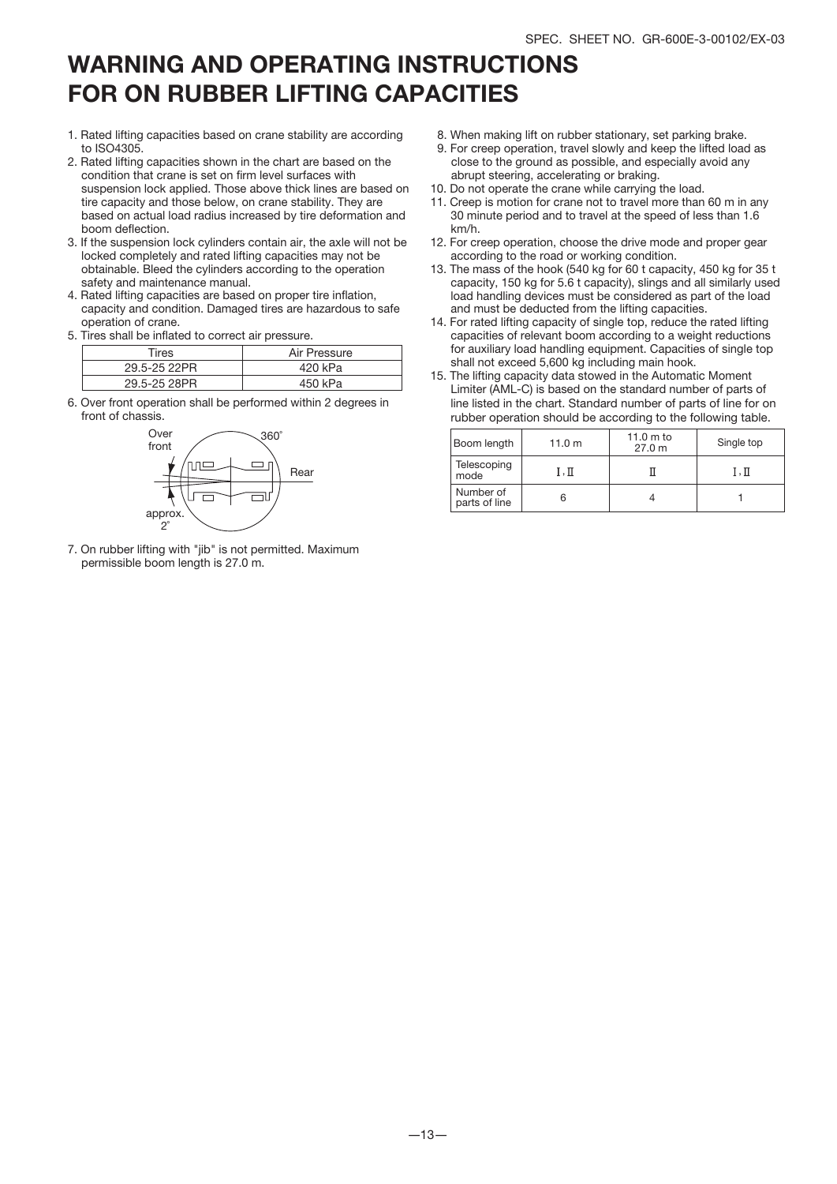# WARNING AND OPERATING INSTRUCTIONS FOR ON RUBBER LIFTING CAPACITIES

1. Rated lifting capacities based on crane stability are according to ISO4305.
2. Rated lifting capacities shown in the chart are based on the condition that crane is set on firm level surfaces with suspension lock applied. Those above thick lines are based on tire capacity and those below, on crane stability. They are based on actual load radius increased by tire deformation and boom deflection.
3. If the suspension lock cylinders contain air, the axle will not be locked completely and rated lifting capacities may not be obtainable. Bleed the cylinders according to the operation safety and maintenance manual.
4. Rated lifting capacities are based on proper tire inflation, capacity and condition. Damaged tires are hazardous to safe operation of crane.
5. Tires shall be inflated to correct air pressure.

| Tires | Air Pressure |
|---|---|
| 29.5-25 22PR | 420 kPa |
| 29.5-25 28PR | 450 kPa |

6. Over front operation shall be performed within 2 degrees in front of chassis.

Over front — 360° — Rear — approx. 2°

7. On rubber lifting with "jib" is not permitted. Maximum permissible boom length is 27.0 m.
8. When making lift on rubber stationary, set parking brake.
9. For creep operation, travel slowly and keep the lifted load as close to the ground as possible, and especially avoid any abrupt steering, accelerating or braking.
10. Do not operate the crane while carrying the load.
11. Creep is motion for crane not to travel more than 60 m in any 30 minute period and to travel at the speed of less than 1.6 km/h.
12. For creep operation, choose the drive mode and proper gear according to the road or working condition.
13. The mass of the hook (540 kg for 60 t capacity, 450 kg for 35 t capacity, 150 kg for 5.6 t capacity), slings and all similarly used load handling devices must be considered as part of the load and must be deducted from the lifting capacities.
14. For rated lifting capacity of single top, reduce the rated lifting capacities of relevant boom according to a weight reductions for auxiliary load handling equipment. Capacities of single top shall not exceed 5,600 kg including main hook.
15. The lifting capacity data stowed in the Automatic Moment Limiter (AML-C) is based on the standard number of parts of line listed in the chart. Standard number of parts of line for on rubber operation should be according to the following table.

| Boom length | 11.0 m | 11.0 m to 27.0 m | Single top |
|---|---|---|---|
| Telescoping mode | Ⅰ, Ⅱ | Ⅱ | Ⅰ, Ⅱ |
| Number of parts of line | 6 | 4 | 1 |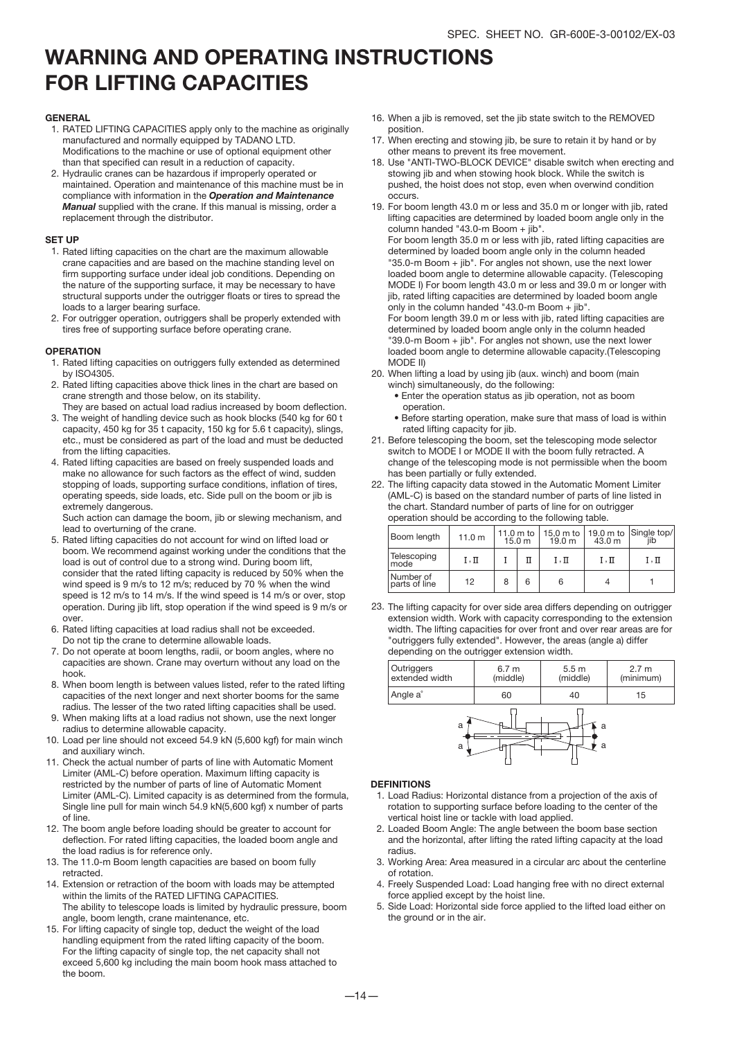# WARNING AND OPERATING INSTRUCTIONS FOR LIFTING CAPACITIES

### GENERAL

1. RATED LIFTING CAPACITIES apply only to the machine as originally manufactured and normally equipped by TADANO LTD. Modifications to the machine or use of optional equipment other than that specified can result in a reduction of capacity.
2. Hydraulic cranes can be hazardous if improperly operated or maintained. Operation and maintenance of this machine must be in compliance with information in the ***Operation and Maintenance Manual*** supplied with the crane. If this manual is missing, order a replacement through the distributor.

### SET UP

1. Rated lifting capacities on the chart are the maximum allowable crane capacities and are based on the machine standing level on firm supporting surface under ideal job conditions. Depending on the nature of the supporting surface, it may be necessary to have structural supports under the outrigger floats or tires to spread the loads to a larger bearing surface.
2. For outrigger operation, outriggers shall be properly extended with tires free of supporting surface before operating crane.

### OPERATION

1. Rated lifting capacities on outriggers fully extended as determined by ISO4305.
2. Rated lifting capacities above thick lines in the chart are based on crane strength and those below, on its stability.
   They are based on actual load radius increased by boom deflection.
3. The weight of handling device such as hook blocks (540 kg for 60 t capacity, 450 kg for 35 t capacity, 150 kg for 5.6 t capacity), slings, etc., must be considered as part of the load and must be deducted from the lifting capacities.
4. Rated lifting capacities are based on freely suspended loads and make no allowance for such factors as the effect of wind, sudden stopping of loads, supporting surface conditions, inflation of tires, operating speeds, side loads, etc. Side pull on the boom or jib is extremely dangerous.
   Such action can damage the boom, jib or slewing mechanism, and lead to overturning of the crane.
5. Rated lifting capacities do not account for wind on lifted load or boom. We recommend against working under the conditions that the load is out of control due to a strong wind. During boom lift, consider that the rated lifting capacity is reduced by 50% when the wind speed is 9 m/s to 12 m/s; reduced by 70 % when the wind speed is 12 m/s to 14 m/s. If the wind speed is 14 m/s or over, stop operation. During jib lift, stop operation if the wind speed is 9 m/s or over.
6. Rated lifting capacities at load radius shall not be exceeded. Do not tip the crane to determine allowable loads.
7. Do not operate at boom lengths, radii, or boom angles, where no capacities are shown. Crane may overturn without any load on the hook.
8. When boom length is between values listed, refer to the rated lifting capacities of the next longer and next shorter booms for the same radius. The lesser of the two rated lifting capacities shall be used.
9. When making lifts at a load radius not shown, use the next longer radius to determine allowable capacity.
10. Load per line should not exceed 54.9 kN (5,600 kgf) for main winch and auxiliary winch.
11. Check the actual number of parts of line with Automatic Moment Limiter (AML-C) before operation. Maximum lifting capacity is restricted by the number of parts of line of Automatic Moment Limiter (AML-C). Limited capacity is as determined from the formula, Single line pull for main winch 54.9 kN(5,600 kgf) x number of parts of line.
12. The boom angle before loading should be greater to account for deflection. For rated lifting capacities, the loaded boom angle and the load radius is for reference only.
13. The 11.0-m Boom length capacities are based on boom fully retracted.
14. Extension or retraction of the boom with loads may be attempted within the limits of the RATED LIFTING CAPACITIES.
    The ability to telescope loads is limited by hydraulic pressure, boom angle, boom length, crane maintenance, etc.
15. For lifting capacity of single top, deduct the weight of the load handling equipment from the rated lifting capacity of the boom. For the lifting capacity of single top, the net capacity shall not exceed 5,600 kg including the main boom hook mass attached to the boom.
16. When a jib is removed, set the jib state switch to the REMOVED position.
17. When erecting and stowing jib, be sure to retain it by hand or by other means to prevent its free movement.
18. Use "ANTI-TWO-BLOCK DEVICE" disable switch when erecting and stowing jib and when stowing hook block. While the switch is pushed, the hoist does not stop, even when overwind condition occurs.
19. For boom length 43.0 m or less and 35.0 m or longer with jib, rated lifting capacities are determined by loaded boom angle only in the column handed "43.0-m Boom + jib".
    For boom length 35.0 m or less with jib, rated lifting capacities are determined by loaded boom angle only in the column headed "35.0-m Boom + jib". For angles not shown, use the next lower loaded boom angle to determine allowable capacity. (Telescoping MODE I) For boom length 43.0 m or less and 39.0 m or longer with jib, rated lifting capacities are determined by loaded boom angle only in the column handed "43.0-m Boom + jib".
    For boom length 39.0 m or less with jib, rated lifting capacities are determined by loaded boom angle only in the column headed "39.0-m Boom + jib". For angles not shown, use the next lower loaded boom angle to determine allowable capacity.(Telescoping MODE II)
20. When lifting a load by using jib (aux. winch) and boom (main winch) simultaneously, do the following:
    - Enter the operation status as jib operation, not as boom operation.
    - Before starting operation, make sure that mass of load is within rated lifting capacity for jib.
21. Before telescoping the boom, set the telescoping mode selector switch to MODE I or MODE II with the boom fully retracted. A change of the telescoping mode is not permissible when the boom has been partially or fully extended.
22. The lifting capacity data stowed in the Automatic Moment Limiter (AML-C) is based on the standard number of parts of line listed in the chart. Standard number of parts of line for on outrigger operation should be according to the following table.

| Boom length | 11.0 m | 11.0 m to 15.0 m | | 15.0 m to 19.0 m | 19.0 m to 43.0 m | Single top/ jib |
|---|---|---|---|---|---|---|
| Telescoping mode | I, II | I | II | I, II | I, II | I, II |
| Number of parts of line | 12 | 8 | 6 | 6 | 4 | 1 |

23. The lifting capacity for over side area differs depending on outrigger extension width. Work with capacity corresponding to the extension width. The lifting capacities for over front and over rear areas are for "outriggers fully extended". However, the areas (angle a) differ depending on the outrigger extension width.

| Outriggers extended width | 6.7 m (middle) | 5.5 m (middle) | 2.7 m (minimum) |
|---|---|---|---|
| Angle a° | 60 | 40 | 15 |

### DEFINITIONS

1. Load Radius: Horizontal distance from a projection of the axis of rotation to supporting surface before loading to the center of the vertical hoist line or tackle with load applied.
2. Loaded Boom Angle: The angle between the boom base section and the horizontal, after lifting the rated lifting capacity at the load radius.
3. Working Area: Area measured in a circular arc about the centerline of rotation.
4. Freely Suspended Load: Load hanging free with no direct external force applied except by the hoist line.
5. Side Load: Horizontal side force applied to the lifted load either on the ground or in the air.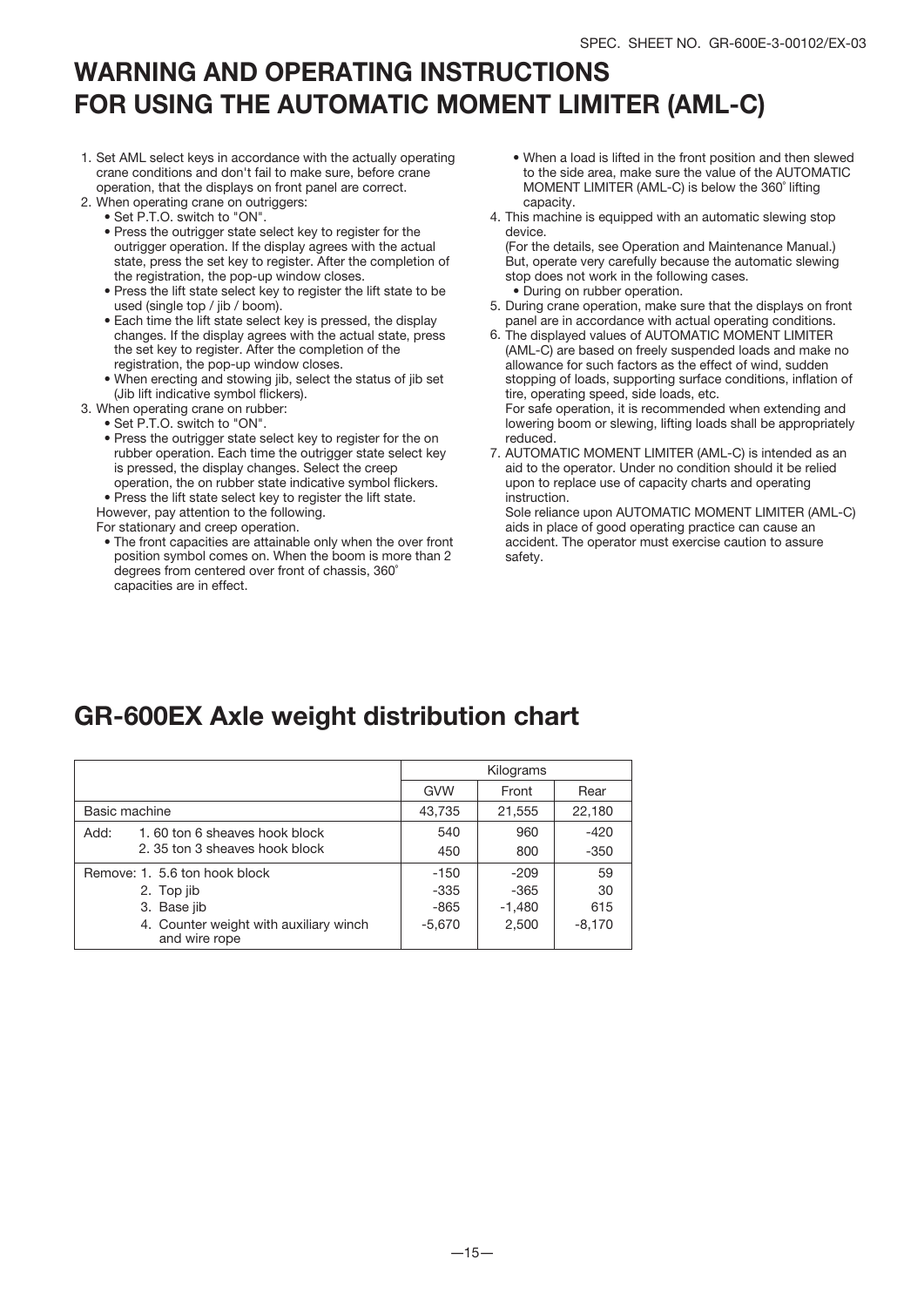# WARNING AND OPERATING INSTRUCTIONS FOR USING THE AUTOMATIC MOMENT LIMITER (AML-C)

1. Set AML select keys in accordance with the actually operating crane conditions and don't fail to make sure, before crane operation, that the displays on front panel are correct.
2. When operating crane on outriggers:
   - Set P.T.O. switch to "ON".
   - Press the outrigger state select key to register for the outrigger operation. If the display agrees with the actual state, press the set key to register. After the completion of the registration, the pop-up window closes.
   - Press the lift state select key to register the lift state to be used (single top / jib / boom).
   - Each time the lift state select key is pressed, the display changes. If the display agrees with the actual state, press the set key to register. After the completion of the registration, the pop-up window closes.
   - When erecting and stowing jib, select the status of jib set (Jib lift indicative symbol flickers).
3. When operating crane on rubber:
   - Set P.T.O. switch to "ON".
   - Press the outrigger state select key to register for the on rubber operation. Each time the outrigger state select key is pressed, the display changes. Select the creep operation, the on rubber state indicative symbol flickers.
   - Press the lift state select key to register the lift state.

   However, pay attention to the following.

   For stationary and creep operation.
   - The front capacities are attainable only when the over front position symbol comes on. When the boom is more than 2 degrees from centered over front of chassis, 360˚ capacities are in effect.
   - When a load is lifted in the front position and then slewed to the side area, make sure the value of the AUTOMATIC MOMENT LIMITER (AML-C) is below the 360˚ lifting capacity.
4. This machine is equipped with an automatic slewing stop device.
   (For the details, see Operation and Maintenance Manual.)
   But, operate very carefully because the automatic slewing stop does not work in the following cases.
   - During on rubber operation.
5. During crane operation, make sure that the displays on front panel are in accordance with actual operating conditions.
6. The displayed values of AUTOMATIC MOMENT LIMITER (AML-C) are based on freely suspended loads and make no allowance for such factors as the effect of wind, sudden stopping of loads, supporting surface conditions, inflation of tire, operating speed, side loads, etc.
   For safe operation, it is recommended when extending and lowering boom or slewing, lifting loads shall be appropriately reduced.
7. AUTOMATIC MOMENT LIMITER (AML-C) is intended as an aid to the operator. Under no condition should it be relied upon to replace use of capacity charts and operating instruction.
   Sole reliance upon AUTOMATIC MOMENT LIMITER (AML-C) aids in place of good operating practice can cause an accident. The operator must exercise caution to assure safety.

# GR-600EX Axle weight distribution chart

| | Kilograms | | |
|---|---|---|---|
| | GVW | Front | Rear |
| Basic machine | 43,735 | 21,555 | 22,180 |
| Add: 1. 60 ton 6 sheaves hook block | 540 | 960 | -420 |
| 2. 35 ton 3 sheaves hook block | 450 | 800 | -350 |
| Remove: 1. 5.6 ton hook block | -150 | -209 | 59 |
| 2. Top jib | -335 | -365 | 30 |
| 3. Base jib | -865 | -1,480 | 615 |
| 4. Counter weight with auxiliary winch and wire rope | -5,670 | 2,500 | -8,170 |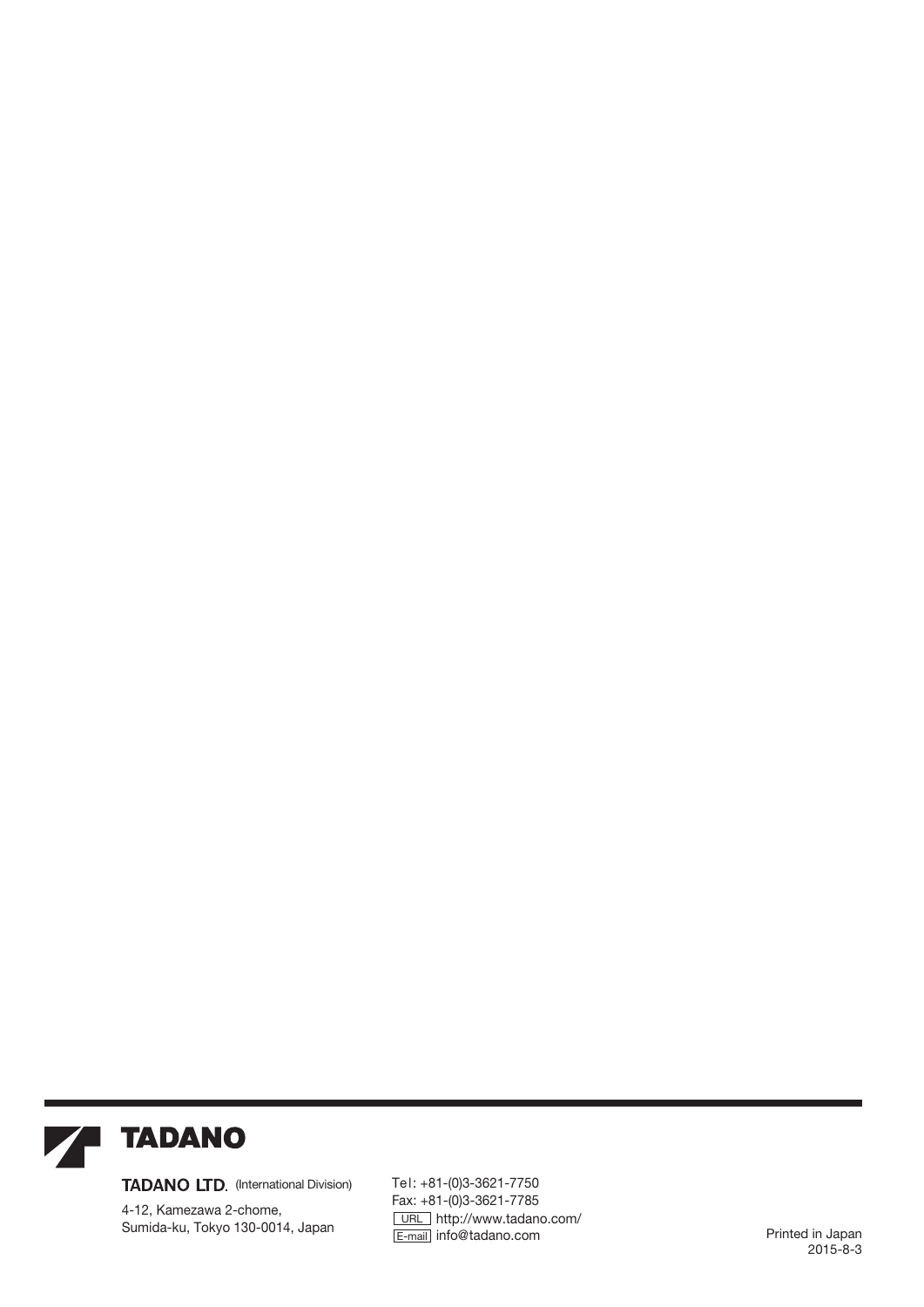**TADANO**

**TADANO LTD.** (International Division)

4-12, Kamezawa 2-chome,
Sumida-ku, Tokyo 130-0014, Japan

Tel: +81-(0)3-3621-7750
Fax: +81-(0)3-3621-7785
URL http://www.tadano.com/
E-mail info@tadano.com

Printed in Japan
2015-8-3